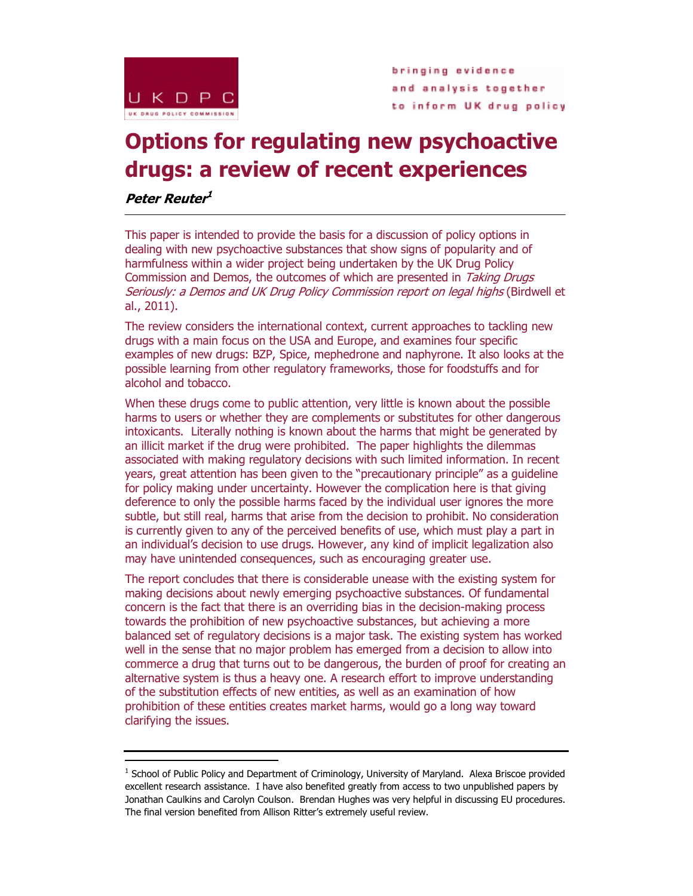UKDPC

UK DRUG POLICY COMMISSION

bringing evidence and analysis together to inform UK drug policy

# Options for regulating new psychoactive drugs: a review of recent experiences

***Peter Reuter***[1]

---

This paper is intended to provide the basis for a discussion of policy options in dealing with new psychoactive substances that show signs of popularity and of harmfulness within a wider project being undertaken by the UK Drug Policy Commission and Demos, the outcomes of which are presented in *Taking Drugs Seriously: a Demos and UK Drug Policy Commission report on legal highs* (Birdwell et al., 2011).

The review considers the international context, current approaches to tackling new drugs with a main focus on the USA and Europe, and examines four specific examples of new drugs: BZP, Spice, mephedrone and naphyrone. It also looks at the possible learning from other regulatory frameworks, those for foodstuffs and for alcohol and tobacco.

When these drugs come to public attention, very little is known about the possible harms to users or whether they are complements or substitutes for other dangerous intoxicants. Literally nothing is known about the harms that might be generated by an illicit market if the drug were prohibited. The paper highlights the dilemmas associated with making regulatory decisions with such limited information. In recent years, great attention has been given to the "precautionary principle" as a guideline for policy making under uncertainty. However the complication here is that giving deference to only the possible harms faced by the individual user ignores the more subtle, but still real, harms that arise from the decision to prohibit. No consideration is currently given to any of the perceived benefits of use, which must play a part in an individual's decision to use drugs. However, any kind of implicit legalization also may have unintended consequences, such as encouraging greater use.

The report concludes that there is considerable unease with the existing system for making decisions about newly emerging psychoactive substances. Of fundamental concern is the fact that there is an overriding bias in the decision-making process towards the prohibition of new psychoactive substances, but achieving a more balanced set of regulatory decisions is a major task. The existing system has worked well in the sense that no major problem has emerged from a decision to allow into commerce a drug that turns out to be dangerous, the burden of proof for creating an alternative system is thus a heavy one. A research effort to improve understanding of the substitution effects of new entities, as well as an examination of how prohibition of these entities creates market harms, would go a long way toward clarifying the issues.

---

[1] School of Public Policy and Department of Criminology, University of Maryland. Alexa Briscoe provided excellent research assistance. I have also benefited greatly from access to two unpublished papers by Jonathan Caulkins and Carolyn Coulson. Brendan Hughes was very helpful in discussing EU procedures. The final version benefited from Allison Ritter's extremely useful review.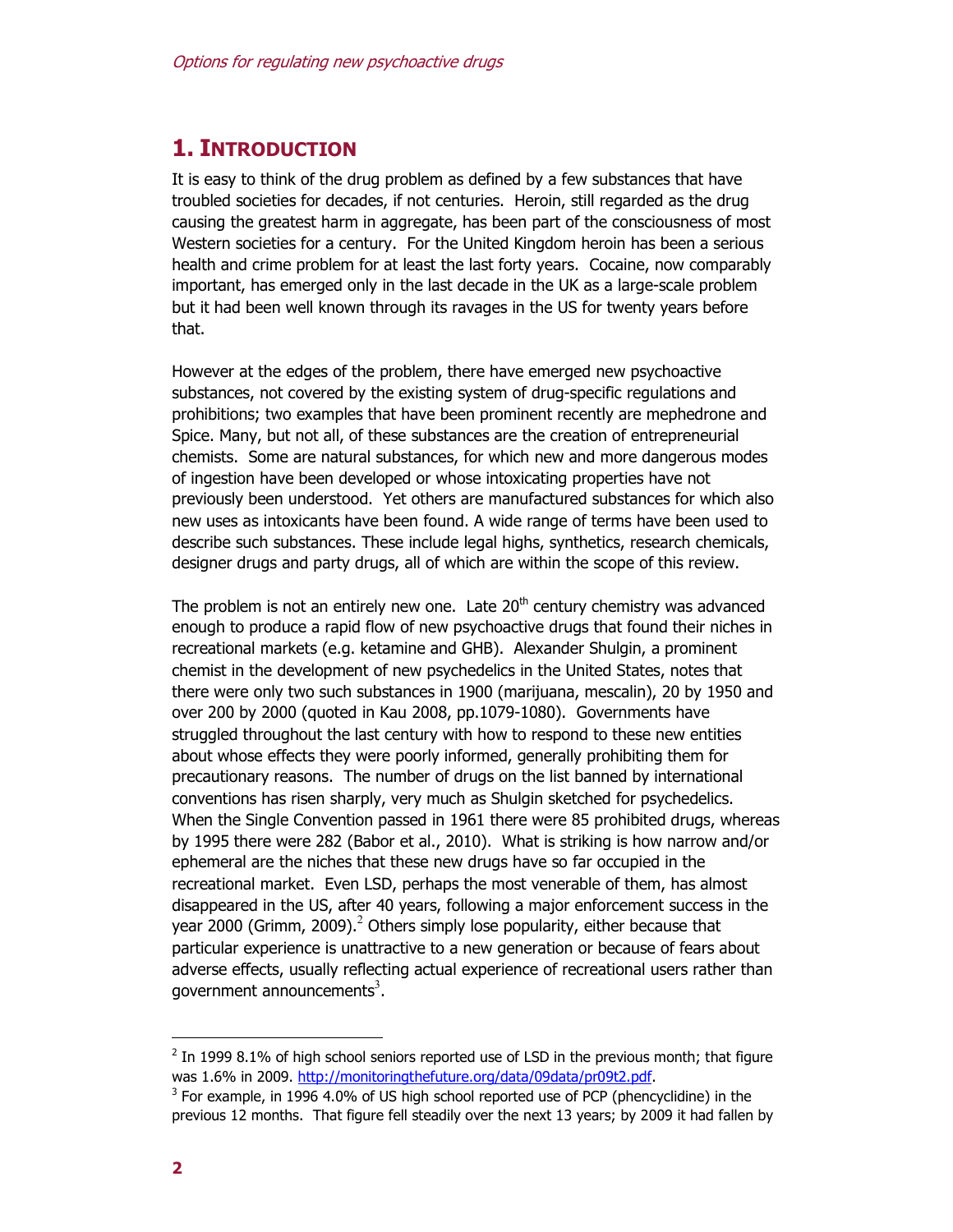# 1. INTRODUCTION

It is easy to think of the drug problem as defined by a few substances that have troubled societies for decades, if not centuries. Heroin, still regarded as the drug causing the greatest harm in aggregate, has been part of the consciousness of most Western societies for a century. For the United Kingdom heroin has been a serious health and crime problem for at least the last forty years. Cocaine, now comparably important, has emerged only in the last decade in the UK as a large-scale problem but it had been well known through its ravages in the US for twenty years before that.

However at the edges of the problem, there have emerged new psychoactive substances, not covered by the existing system of drug-specific regulations and prohibitions; two examples that have been prominent recently are mephedrone and Spice. Many, but not all, of these substances are the creation of entrepreneurial chemists. Some are natural substances, for which new and more dangerous modes of ingestion have been developed or whose intoxicating properties have not previously been understood. Yet others are manufactured substances for which also new uses as intoxicants have been found. A wide range of terms have been used to describe such substances. These include legal highs, synthetics, research chemicals, designer drugs and party drugs, all of which are within the scope of this review.

The problem is not an entirely new one. Late 20th century chemistry was advanced enough to produce a rapid flow of new psychoactive drugs that found their niches in recreational markets (e.g. ketamine and GHB). Alexander Shulgin, a prominent chemist in the development of new psychedelics in the United States, notes that there were only two such substances in 1900 (marijuana, mescalin), 20 by 1950 and over 200 by 2000 (quoted in Kau 2008, pp.1079-1080). Governments have struggled throughout the last century with how to respond to these new entities about whose effects they were poorly informed, generally prohibiting them for precautionary reasons. The number of drugs on the list banned by international conventions has risen sharply, very much as Shulgin sketched for psychedelics. When the Single Convention passed in 1961 there were 85 prohibited drugs, whereas by 1995 there were 282 (Babor et al., 2010). What is striking is how narrow and/or ephemeral are the niches that these new drugs have so far occupied in the recreational market. Even LSD, perhaps the most venerable of them, has almost disappeared in the US, after 40 years, following a major enforcement success in the year 2000 (Grimm, 2009).[2] Others simply lose popularity, either because that particular experience is unattractive to a new generation or because of fears about adverse effects, usually reflecting actual experience of recreational users rather than government announcements[3].

---

[2] In 1999 8.1% of high school seniors reported use of LSD in the previous month; that figure was 1.6% in 2009. http://monitoringthefuture.org/data/09data/pr09t2.pdf.

[3] For example, in 1996 4.0% of US high school reported use of PCP (phencyclidine) in the previous 12 months. That figure fell steadily over the next 13 years; by 2009 it had fallen by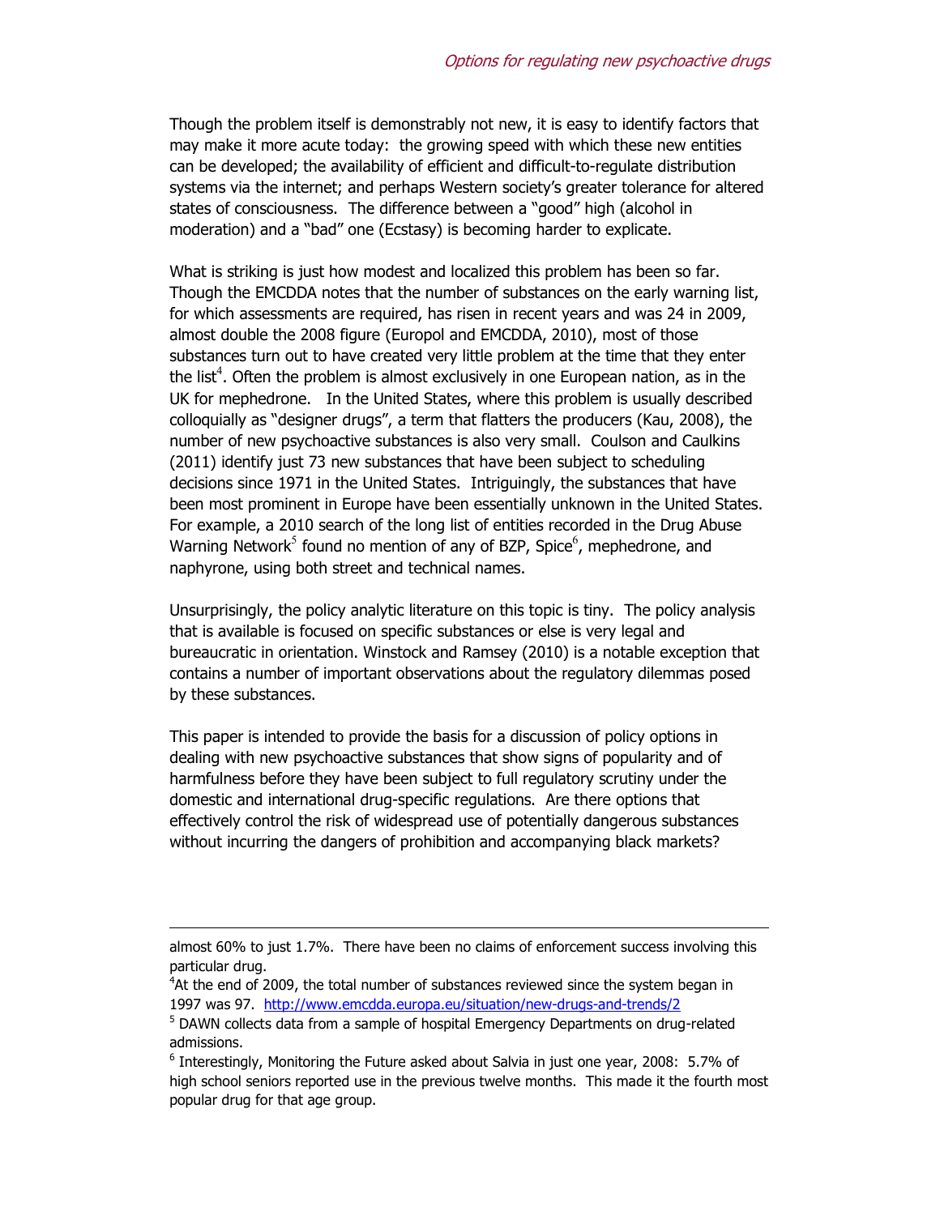Though the problem itself is demonstrably not new, it is easy to identify factors that may make it more acute today: the growing speed with which these new entities can be developed; the availability of efficient and difficult-to-regulate distribution systems via the internet; and perhaps Western society's greater tolerance for altered states of consciousness. The difference between a "good" high (alcohol in moderation) and a "bad" one (Ecstasy) is becoming harder to explicate.

What is striking is just how modest and localized this problem has been so far. Though the EMCDDA notes that the number of substances on the early warning list, for which assessments are required, has risen in recent years and was 24 in 2009, almost double the 2008 figure (Europol and EMCDDA, 2010), most of those substances turn out to have created very little problem at the time that they enter the list[4]. Often the problem is almost exclusively in one European nation, as in the UK for mephedrone. In the United States, where this problem is usually described colloquially as "designer drugs", a term that flatters the producers (Kau, 2008), the number of new psychoactive substances is also very small. Coulson and Caulkins (2011) identify just 73 new substances that have been subject to scheduling decisions since 1971 in the United States. Intriguingly, the substances that have been most prominent in Europe have been essentially unknown in the United States. For example, a 2010 search of the long list of entities recorded in the Drug Abuse Warning Network[5] found no mention of any of BZP, Spice[6], mephedrone, and naphyrone, using both street and technical names.

Unsurprisingly, the policy analytic literature on this topic is tiny. The policy analysis that is available is focused on specific substances or else is very legal and bureaucratic in orientation. Winstock and Ramsey (2010) is a notable exception that contains a number of important observations about the regulatory dilemmas posed by these substances.

This paper is intended to provide the basis for a discussion of policy options in dealing with new psychoactive substances that show signs of popularity and of harmfulness before they have been subject to full regulatory scrutiny under the domestic and international drug-specific regulations. Are there options that effectively control the risk of widespread use of potentially dangerous substances without incurring the dangers of prohibition and accompanying black markets?

---

almost 60% to just 1.7%. There have been no claims of enforcement success involving this particular drug.

[4] At the end of 2009, the total number of substances reviewed since the system began in 1997 was 97. http://www.emcdda.europa.eu/situation/new-drugs-and-trends/2

[5] DAWN collects data from a sample of hospital Emergency Departments on drug-related admissions.

[6] Interestingly, Monitoring the Future asked about Salvia in just one year, 2008: 5.7% of high school seniors reported use in the previous twelve months. This made it the fourth most popular drug for that age group.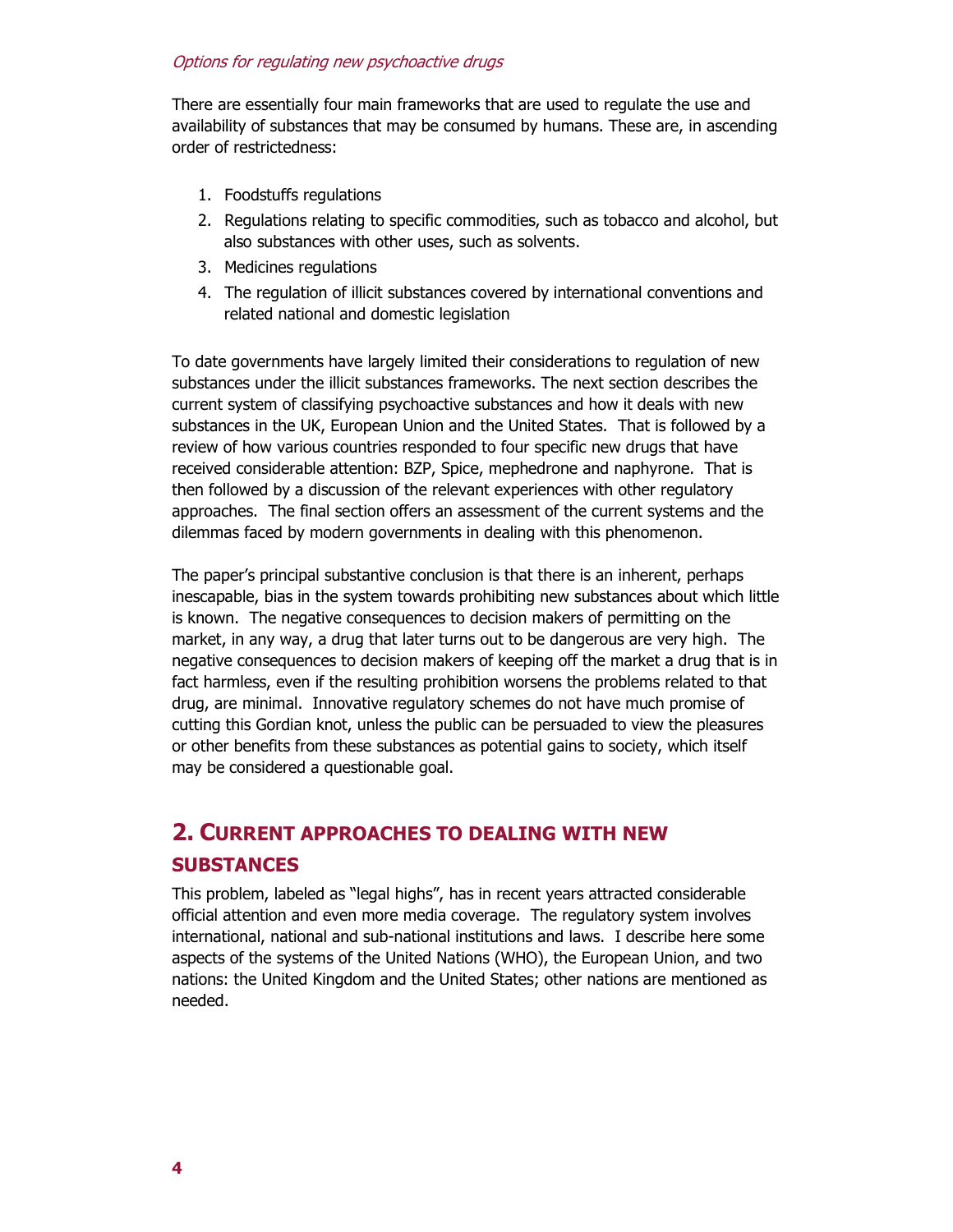There are essentially four main frameworks that are used to regulate the use and availability of substances that may be consumed by humans. These are, in ascending order of restrictedness:

1. Foodstuffs regulations
2. Regulations relating to specific commodities, such as tobacco and alcohol, but also substances with other uses, such as solvents.
3. Medicines regulations
4. The regulation of illicit substances covered by international conventions and related national and domestic legislation

To date governments have largely limited their considerations to regulation of new substances under the illicit substances frameworks. The next section describes the current system of classifying psychoactive substances and how it deals with new substances in the UK, European Union and the United States. That is followed by a review of how various countries responded to four specific new drugs that have received considerable attention: BZP, Spice, mephedrone and naphyrone. That is then followed by a discussion of the relevant experiences with other regulatory approaches. The final section offers an assessment of the current systems and the dilemmas faced by modern governments in dealing with this phenomenon.

The paper's principal substantive conclusion is that there is an inherent, perhaps inescapable, bias in the system towards prohibiting new substances about which little is known. The negative consequences to decision makers of permitting on the market, in any way, a drug that later turns out to be dangerous are very high. The negative consequences to decision makers of keeping off the market a drug that is in fact harmless, even if the resulting prohibition worsens the problems related to that drug, are minimal. Innovative regulatory schemes do not have much promise of cutting this Gordian knot, unless the public can be persuaded to view the pleasures or other benefits from these substances as potential gains to society, which itself may be considered a questionable goal.

## 2. CURRENT APPROACHES TO DEALING WITH NEW SUBSTANCES

This problem, labeled as "legal highs", has in recent years attracted considerable official attention and even more media coverage. The regulatory system involves international, national and sub-national institutions and laws. I describe here some aspects of the systems of the United Nations (WHO), the European Union, and two nations: the United Kingdom and the United States; other nations are mentioned as needed.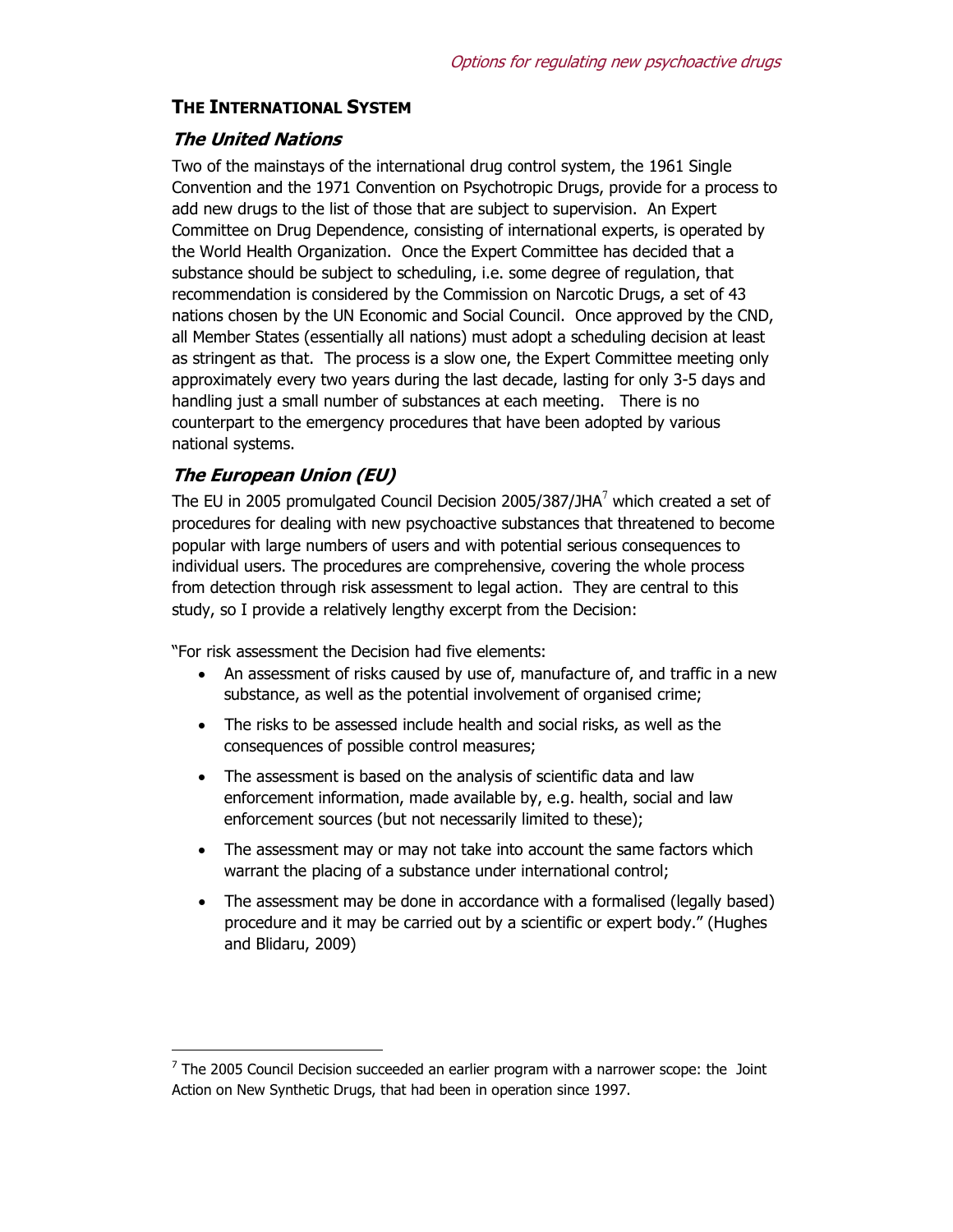## THE INTERNATIONAL SYSTEM

### *The United Nations*

Two of the mainstays of the international drug control system, the 1961 Single Convention and the 1971 Convention on Psychotropic Drugs, provide for a process to add new drugs to the list of those that are subject to supervision. An Expert Committee on Drug Dependence, consisting of international experts, is operated by the World Health Organization. Once the Expert Committee has decided that a substance should be subject to scheduling, i.e. some degree of regulation, that recommendation is considered by the Commission on Narcotic Drugs, a set of 43 nations chosen by the UN Economic and Social Council. Once approved by the CND, all Member States (essentially all nations) must adopt a scheduling decision at least as stringent as that. The process is a slow one, the Expert Committee meeting only approximately every two years during the last decade, lasting for only 3-5 days and handling just a small number of substances at each meeting. There is no counterpart to the emergency procedures that have been adopted by various national systems.

### *The European Union (EU)*

The EU in 2005 promulgated Council Decision 2005/387/JHA[7] which created a set of procedures for dealing with new psychoactive substances that threatened to become popular with large numbers of users and with potential serious consequences to individual users. The procedures are comprehensive, covering the whole process from detection through risk assessment to legal action. They are central to this study, so I provide a relatively lengthy excerpt from the Decision:

"For risk assessment the Decision had five elements:

- An assessment of risks caused by use of, manufacture of, and traffic in a new substance, as well as the potential involvement of organised crime;
- The risks to be assessed include health and social risks, as well as the consequences of possible control measures;
- The assessment is based on the analysis of scientific data and law enforcement information, made available by, e.g. health, social and law enforcement sources (but not necessarily limited to these);
- The assessment may or may not take into account the same factors which warrant the placing of a substance under international control;
- The assessment may be done in accordance with a formalised (legally based) procedure and it may be carried out by a scientific or expert body." (Hughes and Blidaru, 2009)

[7] The 2005 Council Decision succeeded an earlier program with a narrower scope: the Joint Action on New Synthetic Drugs, that had been in operation since 1997.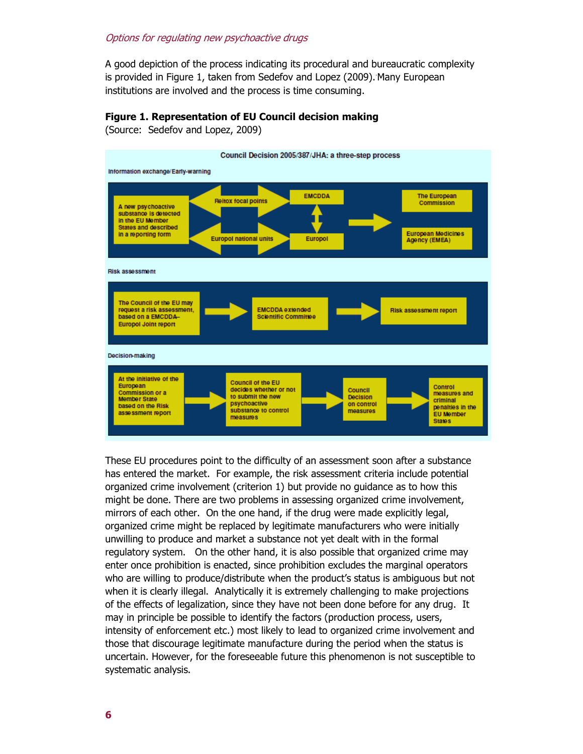A good depiction of the process indicating its procedural and bureaucratic complexity is provided in Figure 1, taken from Sedefov and Lopez (2009). Many European institutions are involved and the process is time consuming.

**Figure 1. Representation of EU Council decision making**
(Source: Sedefov and Lopez, 2009)

Council Decision 2005/387/JHA: a three-step process

Information exchange/Early-warning

A new psychoactive substance is detected in the EU Member States and described in a reporting form → Reitox focal points → EMCDDA; Europol national units → Europol; EMCDDA ↔ Europol → The European Commission; European Medicines Agency (EMEA)

Risk assessment

The Council of the EU may request a risk assessment, based on a EMCDDA–Europol Joint report → EMCDDA extended Scientific Committee → Risk assessment report

Decision-making

At the initiative of the European Commission or a Member State based on the Risk assessment report → Council of the EU decides whether or not to submit the new psychoactive substance to control measures → Council Decision on control measures → Control measures and criminal penalties in the EU Member States

These EU procedures point to the difficulty of an assessment soon after a substance has entered the market. For example, the risk assessment criteria include potential organized crime involvement (criterion 1) but provide no guidance as to how this might be done. There are two problems in assessing organized crime involvement, mirrors of each other. On the one hand, if the drug were made explicitly legal, organized crime might be replaced by legitimate manufacturers who were initially unwilling to produce and market a substance not yet dealt with in the formal regulatory system. On the other hand, it is also possible that organized crime may enter once prohibition is enacted, since prohibition excludes the marginal operators who are willing to produce/distribute when the product's status is ambiguous but not when it is clearly illegal. Analytically it is extremely challenging to make projections of the effects of legalization, since they have not been done before for any drug. It may in principle be possible to identify the factors (production process, users, intensity of enforcement etc.) most likely to lead to organized crime involvement and those that discourage legitimate manufacture during the period when the status is uncertain. However, for the foreseeable future this phenomenon is not susceptible to systematic analysis.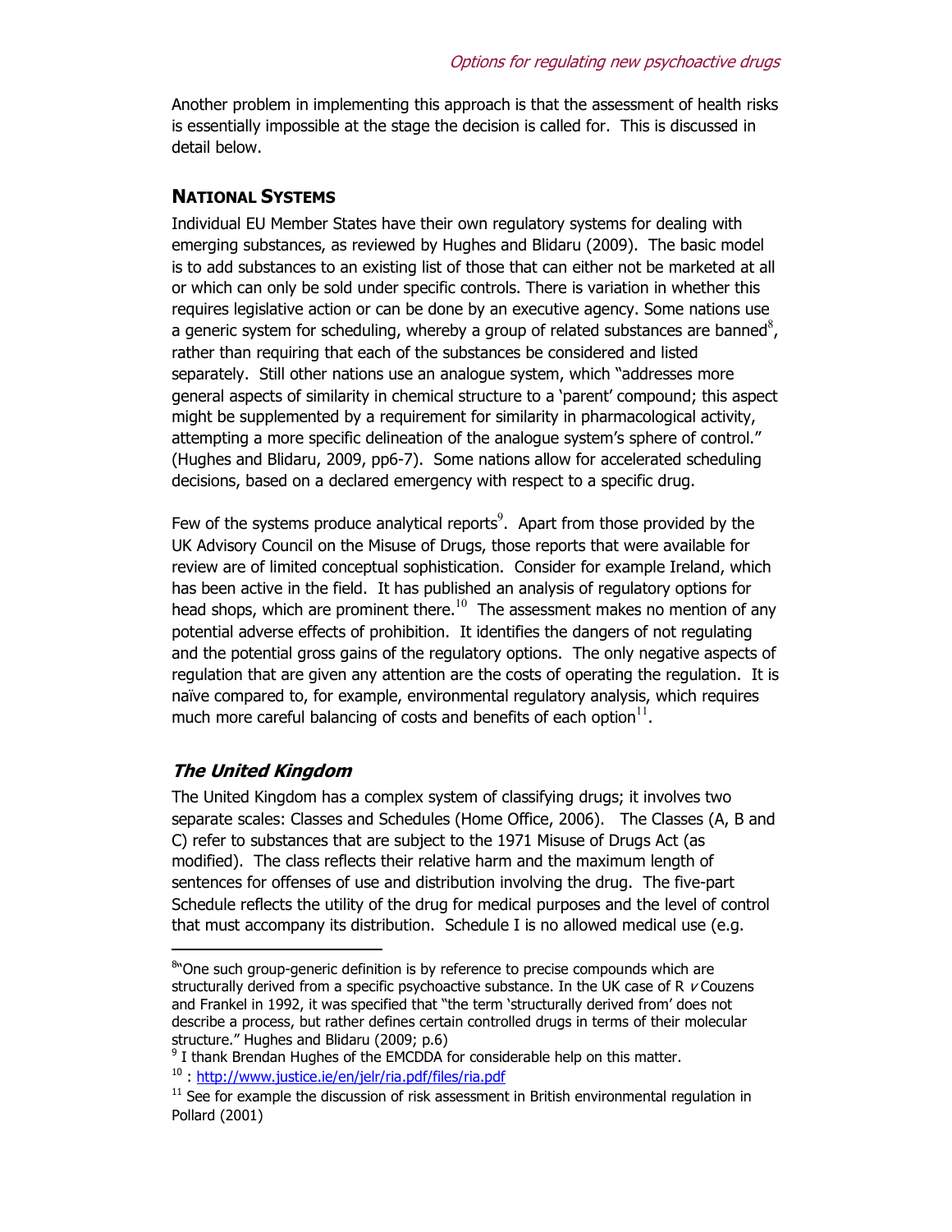Another problem in implementing this approach is that the assessment of health risks is essentially impossible at the stage the decision is called for. This is discussed in detail below.

## NATIONAL SYSTEMS

Individual EU Member States have their own regulatory systems for dealing with emerging substances, as reviewed by Hughes and Blidaru (2009). The basic model is to add substances to an existing list of those that can either not be marketed at all or which can only be sold under specific controls. There is variation in whether this requires legislative action or can be done by an executive agency. Some nations use a generic system for scheduling, whereby a group of related substances are banned[8], rather than requiring that each of the substances be considered and listed separately. Still other nations use an analogue system, which "addresses more general aspects of similarity in chemical structure to a 'parent' compound; this aspect might be supplemented by a requirement for similarity in pharmacological activity, attempting a more specific delineation of the analogue system's sphere of control." (Hughes and Blidaru, 2009, pp6-7). Some nations allow for accelerated scheduling decisions, based on a declared emergency with respect to a specific drug.

Few of the systems produce analytical reports[9]. Apart from those provided by the UK Advisory Council on the Misuse of Drugs, those reports that were available for review are of limited conceptual sophistication. Consider for example Ireland, which has been active in the field. It has published an analysis of regulatory options for head shops, which are prominent there.[10] The assessment makes no mention of any potential adverse effects of prohibition. It identifies the dangers of not regulating and the potential gross gains of the regulatory options. The only negative aspects of regulation that are given any attention are the costs of operating the regulation. It is naïve compared to, for example, environmental regulatory analysis, which requires much more careful balancing of costs and benefits of each option[11].

### *The United Kingdom*

The United Kingdom has a complex system of classifying drugs; it involves two separate scales: Classes and Schedules (Home Office, 2006). The Classes (A, B and C) refer to substances that are subject to the 1971 Misuse of Drugs Act (as modified). The class reflects their relative harm and the maximum length of sentences for offenses of use and distribution involving the drug. The five-part Schedule reflects the utility of the drug for medical purposes and the level of control that must accompany its distribution. Schedule I is no allowed medical use (e.g.

---

[8] "One such group-generic definition is by reference to precise compounds which are structurally derived from a specific psychoactive substance. In the UK case of R *v* Couzens and Frankel in 1992, it was specified that "the term 'structurally derived from' does not describe a process, but rather defines certain controlled drugs in terms of their molecular structure." Hughes and Blidaru (2009; p.6)

[9] I thank Brendan Hughes of the EMCDDA for considerable help on this matter.

[10] : http://www.justice.ie/en/jelr/ria.pdf/files/ria.pdf

[11] See for example the discussion of risk assessment in British environmental regulation in Pollard (2001)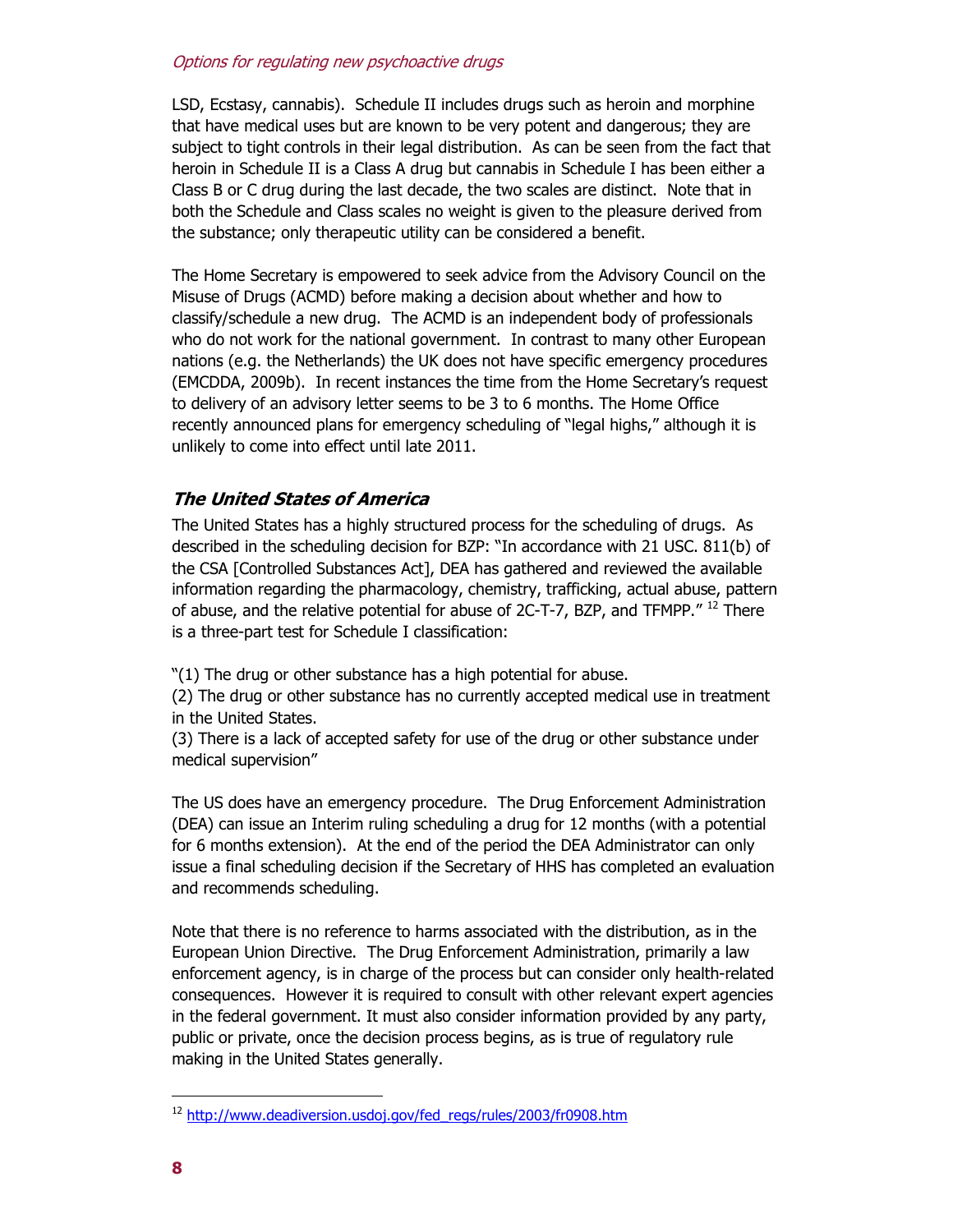LSD, Ecstasy, cannabis). Schedule II includes drugs such as heroin and morphine that have medical uses but are known to be very potent and dangerous; they are subject to tight controls in their legal distribution. As can be seen from the fact that heroin in Schedule II is a Class A drug but cannabis in Schedule I has been either a Class B or C drug during the last decade, the two scales are distinct. Note that in both the Schedule and Class scales no weight is given to the pleasure derived from the substance; only therapeutic utility can be considered a benefit.

The Home Secretary is empowered to seek advice from the Advisory Council on the Misuse of Drugs (ACMD) before making a decision about whether and how to classify/schedule a new drug. The ACMD is an independent body of professionals who do not work for the national government. In contrast to many other European nations (e.g. the Netherlands) the UK does not have specific emergency procedures (EMCDDA, 2009b). In recent instances the time from the Home Secretary's request to delivery of an advisory letter seems to be 3 to 6 months. The Home Office recently announced plans for emergency scheduling of "legal highs," although it is unlikely to come into effect until late 2011.

### *The United States of America*

The United States has a highly structured process for the scheduling of drugs. As described in the scheduling decision for BZP: "In accordance with 21 USC. 811(b) of the CSA [Controlled Substances Act], DEA has gathered and reviewed the available information regarding the pharmacology, chemistry, trafficking, actual abuse, pattern of abuse, and the relative potential for abuse of 2C-T-7, BZP, and TFMPP." [12] There is a three-part test for Schedule I classification:

"(1) The drug or other substance has a high potential for abuse.
(2) The drug or other substance has no currently accepted medical use in treatment in the United States.
(3) There is a lack of accepted safety for use of the drug or other substance under medical supervision"

The US does have an emergency procedure. The Drug Enforcement Administration (DEA) can issue an Interim ruling scheduling a drug for 12 months (with a potential for 6 months extension). At the end of the period the DEA Administrator can only issue a final scheduling decision if the Secretary of HHS has completed an evaluation and recommends scheduling.

Note that there is no reference to harms associated with the distribution, as in the European Union Directive. The Drug Enforcement Administration, primarily a law enforcement agency, is in charge of the process but can consider only health-related consequences. However it is required to consult with other relevant expert agencies in the federal government. It must also consider information provided by any party, public or private, once the decision process begins, as is true of regulatory rule making in the United States generally.

---

[12] http://www.deadiversion.usdoj.gov/fed_regs/rules/2003/fr0908.htm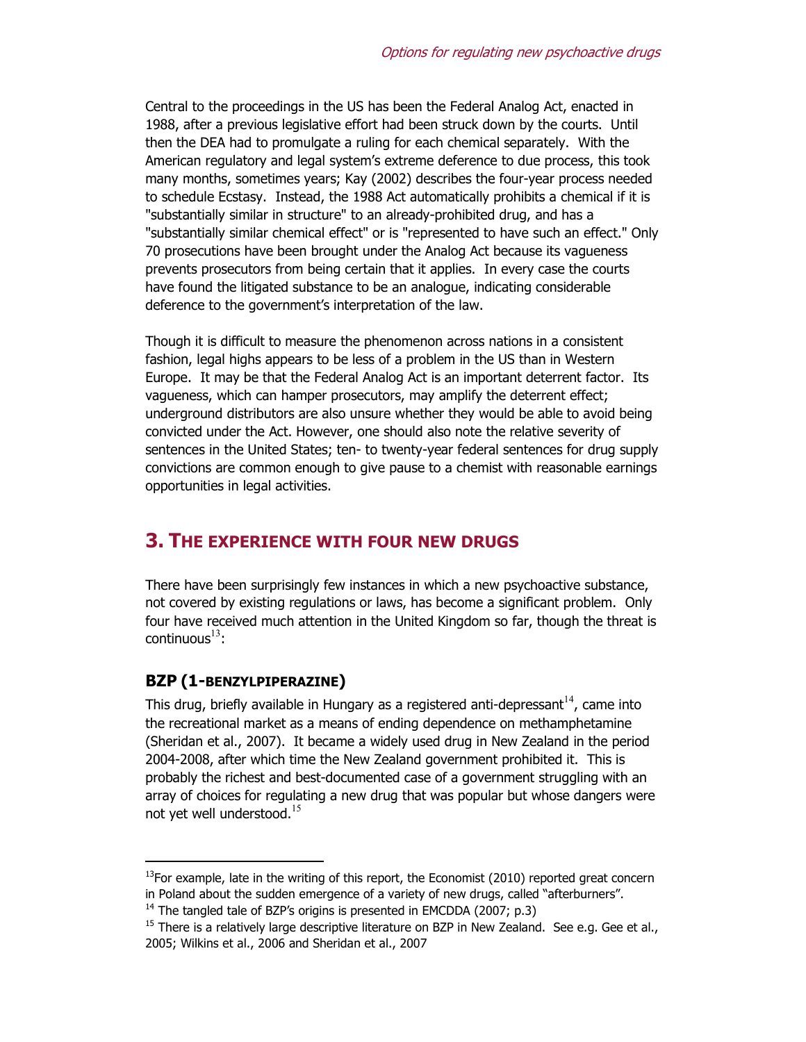Central to the proceedings in the US has been the Federal Analog Act, enacted in 1988, after a previous legislative effort had been struck down by the courts. Until then the DEA had to promulgate a ruling for each chemical separately. With the American regulatory and legal system's extreme deference to due process, this took many months, sometimes years; Kay (2002) describes the four-year process needed to schedule Ecstasy. Instead, the 1988 Act automatically prohibits a chemical if it is "substantially similar in structure" to an already-prohibited drug, and has a "substantially similar chemical effect" or is "represented to have such an effect." Only 70 prosecutions have been brought under the Analog Act because its vagueness prevents prosecutors from being certain that it applies. In every case the courts have found the litigated substance to be an analogue, indicating considerable deference to the government's interpretation of the law.

Though it is difficult to measure the phenomenon across nations in a consistent fashion, legal highs appears to be less of a problem in the US than in Western Europe. It may be that the Federal Analog Act is an important deterrent factor. Its vagueness, which can hamper prosecutors, may amplify the deterrent effect; underground distributors are also unsure whether they would be able to avoid being convicted under the Act. However, one should also note the relative severity of sentences in the United States; ten- to twenty-year federal sentences for drug supply convictions are common enough to give pause to a chemist with reasonable earnings opportunities in legal activities.

## 3. The experience with four new drugs

There have been surprisingly few instances in which a new psychoactive substance, not covered by existing regulations or laws, has become a significant problem. Only four have received much attention in the United Kingdom so far, though the threat is continuous[13]:

### BZP (1-benzylpiperazine)

This drug, briefly available in Hungary as a registered anti-depressant[14], came into the recreational market as a means of ending dependence on methamphetamine (Sheridan et al., 2007). It became a widely used drug in New Zealand in the period 2004-2008, after which time the New Zealand government prohibited it. This is probably the richest and best-documented case of a government struggling with an array of choices for regulating a new drug that was popular but whose dangers were not yet well understood.[15]

---

[13] For example, late in the writing of this report, the Economist (2010) reported great concern in Poland about the sudden emergence of a variety of new drugs, called "afterburners".

[14] The tangled tale of BZP's origins is presented in EMCDDA (2007; p.3)

[15] There is a relatively large descriptive literature on BZP in New Zealand. See e.g. Gee et al., 2005; Wilkins et al., 2006 and Sheridan et al., 2007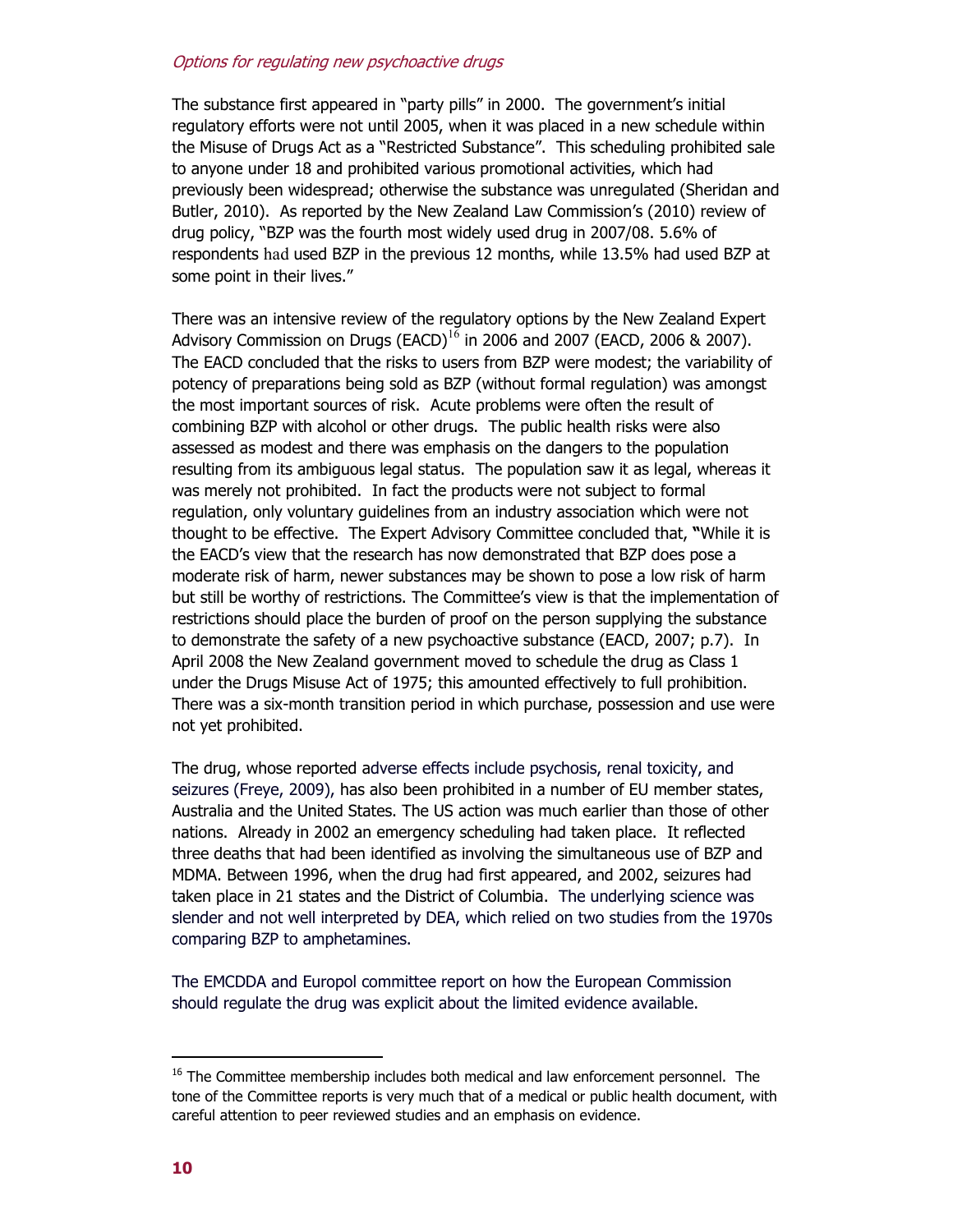The substance first appeared in "party pills" in 2000. The government's initial regulatory efforts were not until 2005, when it was placed in a new schedule within the Misuse of Drugs Act as a "Restricted Substance". This scheduling prohibited sale to anyone under 18 and prohibited various promotional activities, which had previously been widespread; otherwise the substance was unregulated (Sheridan and Butler, 2010). As reported by the New Zealand Law Commission's (2010) review of drug policy, "BZP was the fourth most widely used drug in 2007/08. 5.6% of respondents had used BZP in the previous 12 months, while 13.5% had used BZP at some point in their lives."

There was an intensive review of the regulatory options by the New Zealand Expert Advisory Commission on Drugs (EACD)[16] in 2006 and 2007 (EACD, 2006 & 2007). The EACD concluded that the risks to users from BZP were modest; the variability of potency of preparations being sold as BZP (without formal regulation) was amongst the most important sources of risk. Acute problems were often the result of combining BZP with alcohol or other drugs. The public health risks were also assessed as modest and there was emphasis on the dangers to the population resulting from its ambiguous legal status. The population saw it as legal, whereas it was merely not prohibited. In fact the products were not subject to formal regulation, only voluntary guidelines from an industry association which were not thought to be effective. The Expert Advisory Committee concluded that, **"**While it is the EACD's view that the research has now demonstrated that BZP does pose a moderate risk of harm, newer substances may be shown to pose a low risk of harm but still be worthy of restrictions. The Committee's view is that the implementation of restrictions should place the burden of proof on the person supplying the substance to demonstrate the safety of a new psychoactive substance (EACD, 2007; p.7). In April 2008 the New Zealand government moved to schedule the drug as Class 1 under the Drugs Misuse Act of 1975; this amounted effectively to full prohibition. There was a six-month transition period in which purchase, possession and use were not yet prohibited.

The drug, whose reported adverse effects include psychosis, renal toxicity, and seizures (Freye, 2009), has also been prohibited in a number of EU member states, Australia and the United States. The US action was much earlier than those of other nations. Already in 2002 an emergency scheduling had taken place. It reflected three deaths that had been identified as involving the simultaneous use of BZP and MDMA. Between 1996, when the drug had first appeared, and 2002, seizures had taken place in 21 states and the District of Columbia. The underlying science was slender and not well interpreted by DEA, which relied on two studies from the 1970s comparing BZP to amphetamines.

The EMCDDA and Europol committee report on how the European Commission should regulate the drug was explicit about the limited evidence available.

[16] The Committee membership includes both medical and law enforcement personnel. The tone of the Committee reports is very much that of a medical or public health document, with careful attention to peer reviewed studies and an emphasis on evidence.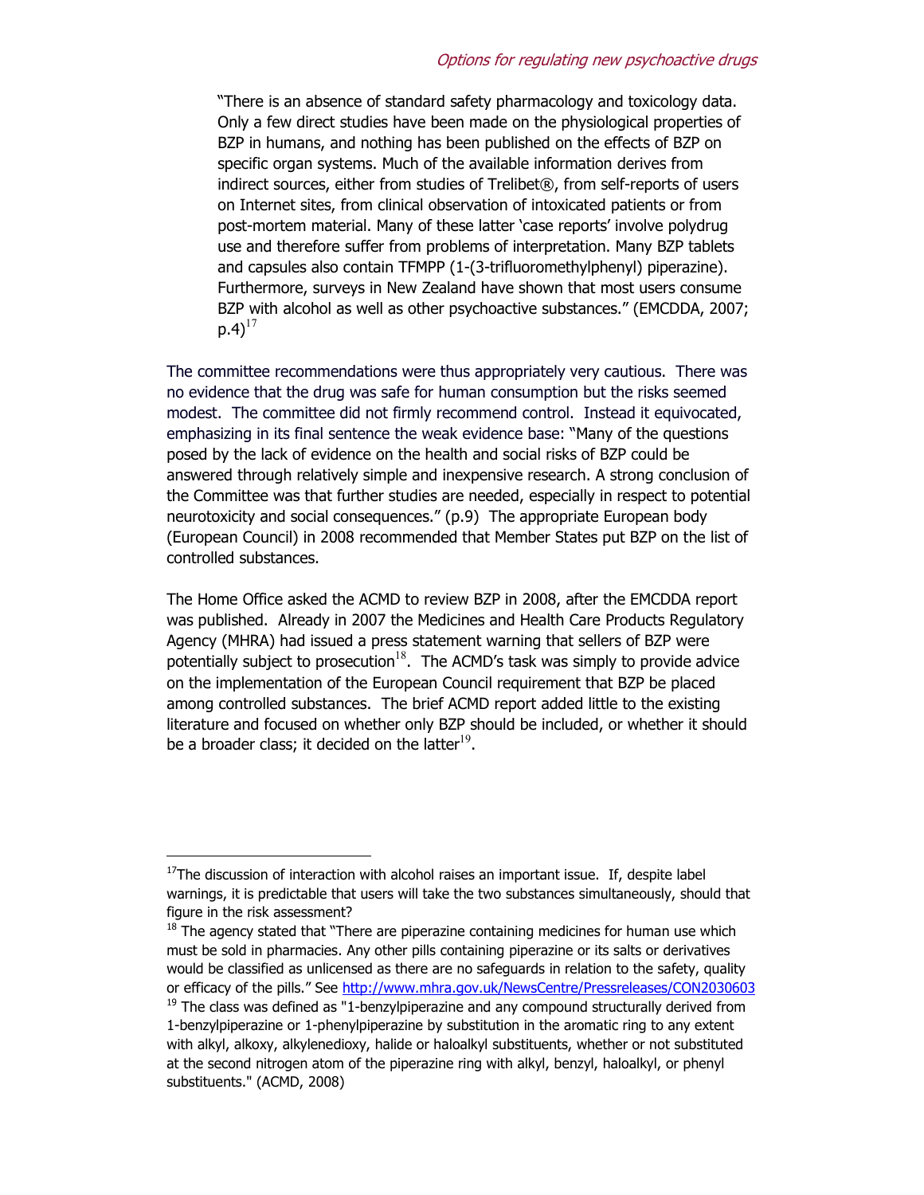> "There is an absence of standard safety pharmacology and toxicology data. Only a few direct studies have been made on the physiological properties of BZP in humans, and nothing has been published on the effects of BZP on specific organ systems. Much of the available information derives from indirect sources, either from studies of Trelibet®, from self-reports of users on Internet sites, from clinical observation of intoxicated patients or from post-mortem material. Many of these latter 'case reports' involve polydrug use and therefore suffer from problems of interpretation. Many BZP tablets and capsules also contain TFMPP (1-(3-trifluoromethylphenyl) piperazine). Furthermore, surveys in New Zealand have shown that most users consume BZP with alcohol as well as other psychoactive substances." (EMCDDA, 2007; p.4)[17]

The committee recommendations were thus appropriately very cautious. There was no evidence that the drug was safe for human consumption but the risks seemed modest. The committee did not firmly recommend control. Instead it equivocated, emphasizing in its final sentence the weak evidence base: "Many of the questions posed by the lack of evidence on the health and social risks of BZP could be answered through relatively simple and inexpensive research. A strong conclusion of the Committee was that further studies are needed, especially in respect to potential neurotoxicity and social consequences." (p.9) The appropriate European body (European Council) in 2008 recommended that Member States put BZP on the list of controlled substances.

The Home Office asked the ACMD to review BZP in 2008, after the EMCDDA report was published. Already in 2007 the Medicines and Health Care Products Regulatory Agency (MHRA) had issued a press statement warning that sellers of BZP were potentially subject to prosecution[18]. The ACMD's task was simply to provide advice on the implementation of the European Council requirement that BZP be placed among controlled substances. The brief ACMD report added little to the existing literature and focused on whether only BZP should be included, or whether it should be a broader class; it decided on the latter[19].

---

[17] The discussion of interaction with alcohol raises an important issue. If, despite label warnings, it is predictable that users will take the two substances simultaneously, should that figure in the risk assessment?

[18] The agency stated that "There are piperazine containing medicines for human use which must be sold in pharmacies. Any other pills containing piperazine or its salts or derivatives would be classified as unlicensed as there are no safeguards in relation to the safety, quality or efficacy of the pills." See http://www.mhra.gov.uk/NewsCentre/Pressreleases/CON2030603

[19] The class was defined as "1-benzylpiperazine and any compound structurally derived from 1-benzylpiperazine or 1-phenylpiperazine by substitution in the aromatic ring to any extent with alkyl, alkoxy, alkylenedioxy, halide or haloalkyl substituents, whether or not substituted at the second nitrogen atom of the piperazine ring with alkyl, benzyl, haloalkyl, or phenyl substituents." (ACMD, 2008)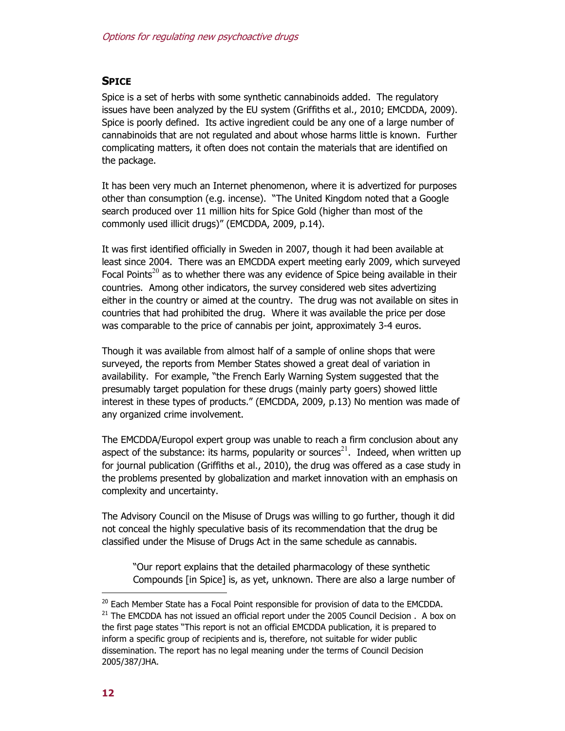## SPICE

Spice is a set of herbs with some synthetic cannabinoids added. The regulatory issues have been analyzed by the EU system (Griffiths et al., 2010; EMCDDA, 2009). Spice is poorly defined. Its active ingredient could be any one of a large number of cannabinoids that are not regulated and about whose harms little is known. Further complicating matters, it often does not contain the materials that are identified on the package.

It has been very much an Internet phenomenon, where it is advertized for purposes other than consumption (e.g. incense). "The United Kingdom noted that a Google search produced over 11 million hits for Spice Gold (higher than most of the commonly used illicit drugs)" (EMCDDA, 2009, p.14).

It was first identified officially in Sweden in 2007, though it had been available at least since 2004. There was an EMCDDA expert meeting early 2009, which surveyed Focal Points[20] as to whether there was any evidence of Spice being available in their countries. Among other indicators, the survey considered web sites advertizing either in the country or aimed at the country. The drug was not available on sites in countries that had prohibited the drug. Where it was available the price per dose was comparable to the price of cannabis per joint, approximately 3-4 euros.

Though it was available from almost half of a sample of online shops that were surveyed, the reports from Member States showed a great deal of variation in availability. For example, "the French Early Warning System suggested that the presumably target population for these drugs (mainly party goers) showed little interest in these types of products." (EMCDDA, 2009, p.13) No mention was made of any organized crime involvement.

The EMCDDA/Europol expert group was unable to reach a firm conclusion about any aspect of the substance: its harms, popularity or sources[21]. Indeed, when written up for journal publication (Griffiths et al., 2010), the drug was offered as a case study in the problems presented by globalization and market innovation with an emphasis on complexity and uncertainty.

The Advisory Council on the Misuse of Drugs was willing to go further, though it did not conceal the highly speculative basis of its recommendation that the drug be classified under the Misuse of Drugs Act in the same schedule as cannabis.

> "Our report explains that the detailed pharmacology of these synthetic Compounds [in Spice] is, as yet, unknown. There are also a large number of

---

[20] Each Member State has a Focal Point responsible for provision of data to the EMCDDA.

[21] The EMCDDA has not issued an official report under the 2005 Council Decision . A box on the first page states "This report is not an official EMCDDA publication, it is prepared to inform a specific group of recipients and is, therefore, not suitable for wider public dissemination. The report has no legal meaning under the terms of Council Decision 2005/387/JHA.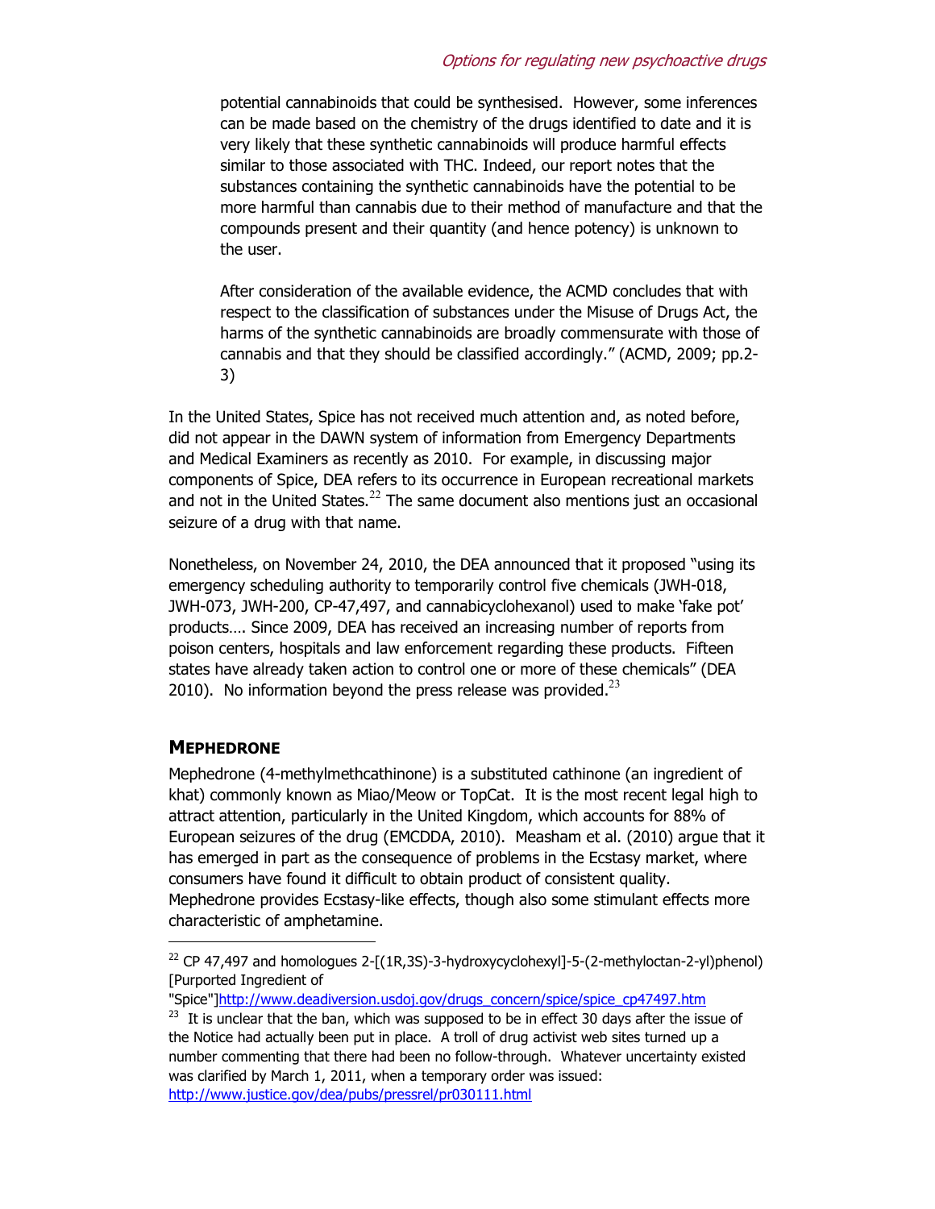potential cannabinoids that could be synthesised. However, some inferences can be made based on the chemistry of the drugs identified to date and it is very likely that these synthetic cannabinoids will produce harmful effects similar to those associated with THC. Indeed, our report notes that the substances containing the synthetic cannabinoids have the potential to be more harmful than cannabis due to their method of manufacture and that the compounds present and their quantity (and hence potency) is unknown to the user.

> After consideration of the available evidence, the ACMD concludes that with respect to the classification of substances under the Misuse of Drugs Act, the harms of the synthetic cannabinoids are broadly commensurate with those of cannabis and that they should be classified accordingly." (ACMD, 2009; pp.2-3)

In the United States, Spice has not received much attention and, as noted before, did not appear in the DAWN system of information from Emergency Departments and Medical Examiners as recently as 2010. For example, in discussing major components of Spice, DEA refers to its occurrence in European recreational markets and not in the United States.[22] The same document also mentions just an occasional seizure of a drug with that name.

Nonetheless, on November 24, 2010, the DEA announced that it proposed "using its emergency scheduling authority to temporarily control five chemicals (JWH-018, JWH-073, JWH-200, CP-47,497, and cannabicyclohexanol) used to make 'fake pot' products…. Since 2009, DEA has received an increasing number of reports from poison centers, hospitals and law enforcement regarding these products. Fifteen states have already taken action to control one or more of these chemicals" (DEA 2010). No information beyond the press release was provided.[23]

## MEPHEDRONE

Mephedrone (4-methylmethcathinone) is a substituted cathinone (an ingredient of khat) commonly known as Miao/Meow or TopCat. It is the most recent legal high to attract attention, particularly in the United Kingdom, which accounts for 88% of European seizures of the drug (EMCDDA, 2010). Measham et al. (2010) argue that it has emerged in part as the consequence of problems in the Ecstasy market, where consumers have found it difficult to obtain product of consistent quality. Mephedrone provides Ecstasy-like effects, though also some stimulant effects more characteristic of amphetamine.

---

[22] CP 47,497 and homologues 2-[(1R,3S)-3-hydroxycyclohexyl]-5-(2-methyloctan-2-yl)phenol) [Purported Ingredient of "Spice"]http://www.deadiversion.usdoj.gov/drugs_concern/spice/spice_cp47497.htm

[23] It is unclear that the ban, which was supposed to be in effect 30 days after the issue of the Notice had actually been put in place. A troll of drug activist web sites turned up a number commenting that there had been no follow-through. Whatever uncertainty existed was clarified by March 1, 2011, when a temporary order was issued: http://www.justice.gov/dea/pubs/pressrel/pr030111.html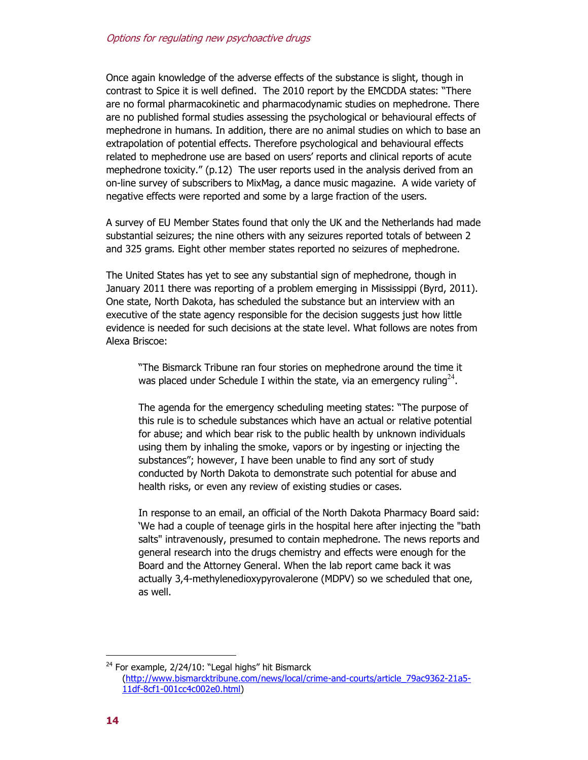Once again knowledge of the adverse effects of the substance is slight, though in contrast to Spice it is well defined. The 2010 report by the EMCDDA states: "There are no formal pharmacokinetic and pharmacodynamic studies on mephedrone. There are no published formal studies assessing the psychological or behavioural effects of mephedrone in humans. In addition, there are no animal studies on which to base an extrapolation of potential effects. Therefore psychological and behavioural effects related to mephedrone use are based on users' reports and clinical reports of acute mephedrone toxicity." (p.12) The user reports used in the analysis derived from an on-line survey of subscribers to MixMag, a dance music magazine. A wide variety of negative effects were reported and some by a large fraction of the users.

A survey of EU Member States found that only the UK and the Netherlands had made substantial seizures; the nine others with any seizures reported totals of between 2 and 325 grams. Eight other member states reported no seizures of mephedrone.

The United States has yet to see any substantial sign of mephedrone, though in January 2011 there was reporting of a problem emerging in Mississippi (Byrd, 2011). One state, North Dakota, has scheduled the substance but an interview with an executive of the state agency responsible for the decision suggests just how little evidence is needed for such decisions at the state level. What follows are notes from Alexa Briscoe:

> "The Bismarck Tribune ran four stories on mephedrone around the time it was placed under Schedule I within the state, via an emergency ruling[24].
>
> The agenda for the emergency scheduling meeting states: "The purpose of this rule is to schedule substances which have an actual or relative potential for abuse; and which bear risk to the public health by unknown individuals using them by inhaling the smoke, vapors or by ingesting or injecting the substances"; however, I have been unable to find any sort of study conducted by North Dakota to demonstrate such potential for abuse and health risks, or even any review of existing studies or cases.
>
> In response to an email, an official of the North Dakota Pharmacy Board said: 'We had a couple of teenage girls in the hospital here after injecting the "bath salts" intravenously, presumed to contain mephedrone. The news reports and general research into the drugs chemistry and effects were enough for the Board and the Attorney General. When the lab report came back it was actually 3,4-methylenedioxypyrovalerone (MDPV) so we scheduled that one, as well.

---

[24] For example, 2/24/10: "Legal highs" hit Bismarck (http://www.bismarcktribune.com/news/local/crime-and-courts/article_79ac9362-21a5-11df-8cf1-001cc4c002e0.html)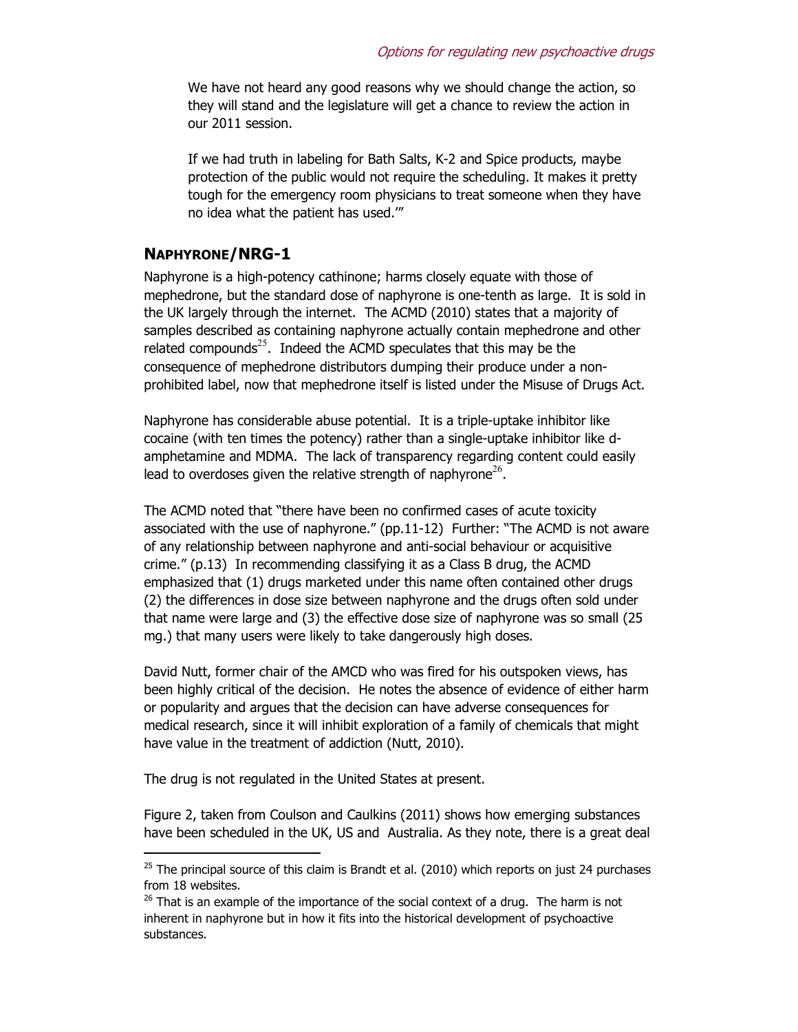> We have not heard any good reasons why we should change the action, so they will stand and the legislature will get a chance to review the action in our 2011 session.
>
> If we had truth in labeling for Bath Salts, K-2 and Spice products, maybe protection of the public would not require the scheduling. It makes it pretty tough for the emergency room physicians to treat someone when they have no idea what the patient has used.'"

## NAPHYRONE/NRG-1

Naphyrone is a high-potency cathinone; harms closely equate with those of mephedrone, but the standard dose of naphyrone is one-tenth as large. It is sold in the UK largely through the internet. The ACMD (2010) states that a majority of samples described as containing naphyrone actually contain mephedrone and other related compounds[25]. Indeed the ACMD speculates that this may be the consequence of mephedrone distributors dumping their produce under a non-prohibited label, now that mephedrone itself is listed under the Misuse of Drugs Act.

Naphyrone has considerable abuse potential. It is a triple-uptake inhibitor like cocaine (with ten times the potency) rather than a single-uptake inhibitor like d-amphetamine and MDMA. The lack of transparency regarding content could easily lead to overdoses given the relative strength of naphyrone[26].

The ACMD noted that "there have been no confirmed cases of acute toxicity associated with the use of naphyrone." (pp.11-12) Further: "The ACMD is not aware of any relationship between naphyrone and anti-social behaviour or acquisitive crime." (p.13) In recommending classifying it as a Class B drug, the ACMD emphasized that (1) drugs marketed under this name often contained other drugs (2) the differences in dose size between naphyrone and the drugs often sold under that name were large and (3) the effective dose size of naphyrone was so small (25 mg.) that many users were likely to take dangerously high doses.

David Nutt, former chair of the AMCD who was fired for his outspoken views, has been highly critical of the decision. He notes the absence of evidence of either harm or popularity and argues that the decision can have adverse consequences for medical research, since it will inhibit exploration of a family of chemicals that might have value in the treatment of addiction (Nutt, 2010).

The drug is not regulated in the United States at present.

Figure 2, taken from Coulson and Caulkins (2011) shows how emerging substances have been scheduled in the UK, US and Australia. As they note, there is a great deal

---

[25] The principal source of this claim is Brandt et al. (2010) which reports on just 24 purchases from 18 websites.

[26] That is an example of the importance of the social context of a drug. The harm is not inherent in naphyrone but in how it fits into the historical development of psychoactive substances.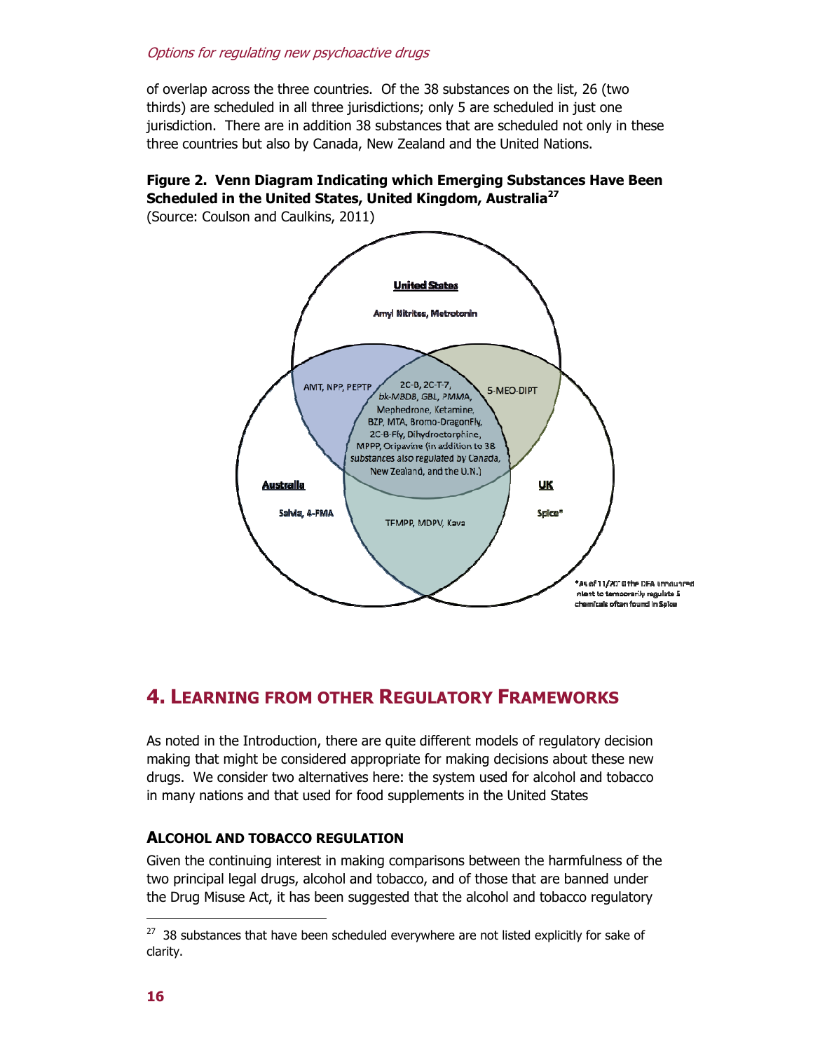of overlap across the three countries. Of the 38 substances on the list, 26 (two thirds) are scheduled in all three jurisdictions; only 5 are scheduled in just one jurisdiction. There are in addition 38 substances that are scheduled not only in these three countries but also by Canada, New Zealand and the United Nations.

**Figure 2. Venn Diagram Indicating which Emerging Substances Have Been Scheduled in the United States, United Kingdom, Australia**[27]
(Source: Coulson and Caulkins, 2011)

**United States**

Amyl Nitrites, Metrotonin

AMT, NPP, PEPTP

5-MEO-DIPT

2C-D, 2C-T-7, bk-MBDB, GBL, PMMA, Mephedrone, Ketamine, BZP, MTA, Bromo-DragonFly, 2C-B-Fly, Dihydroetorphine, MPPP, Oripavine (in addition to 38 substances also regulated by Canada, New Zealand, and the U.N.)

**Australia**

Salvia, 4-FMA

**UK**

Spice*

TFMPP, MDPV, Kava

*As of 11/2010 the DEA announced intent to temporarily regulate 5 chemicals often found in Spice

## 4. Learning from other Regulatory Frameworks

As noted in the Introduction, there are quite different models of regulatory decision making that might be considered appropriate for making decisions about these new drugs. We consider two alternatives here: the system used for alcohol and tobacco in many nations and that used for food supplements in the United States

### Alcohol and Tobacco Regulation

Given the continuing interest in making comparisons between the harmfulness of the two principal legal drugs, alcohol and tobacco, and of those that are banned under the Drug Misuse Act, it has been suggested that the alcohol and tobacco regulatory

[27] 38 substances that have been scheduled everywhere are not listed explicitly for sake of clarity.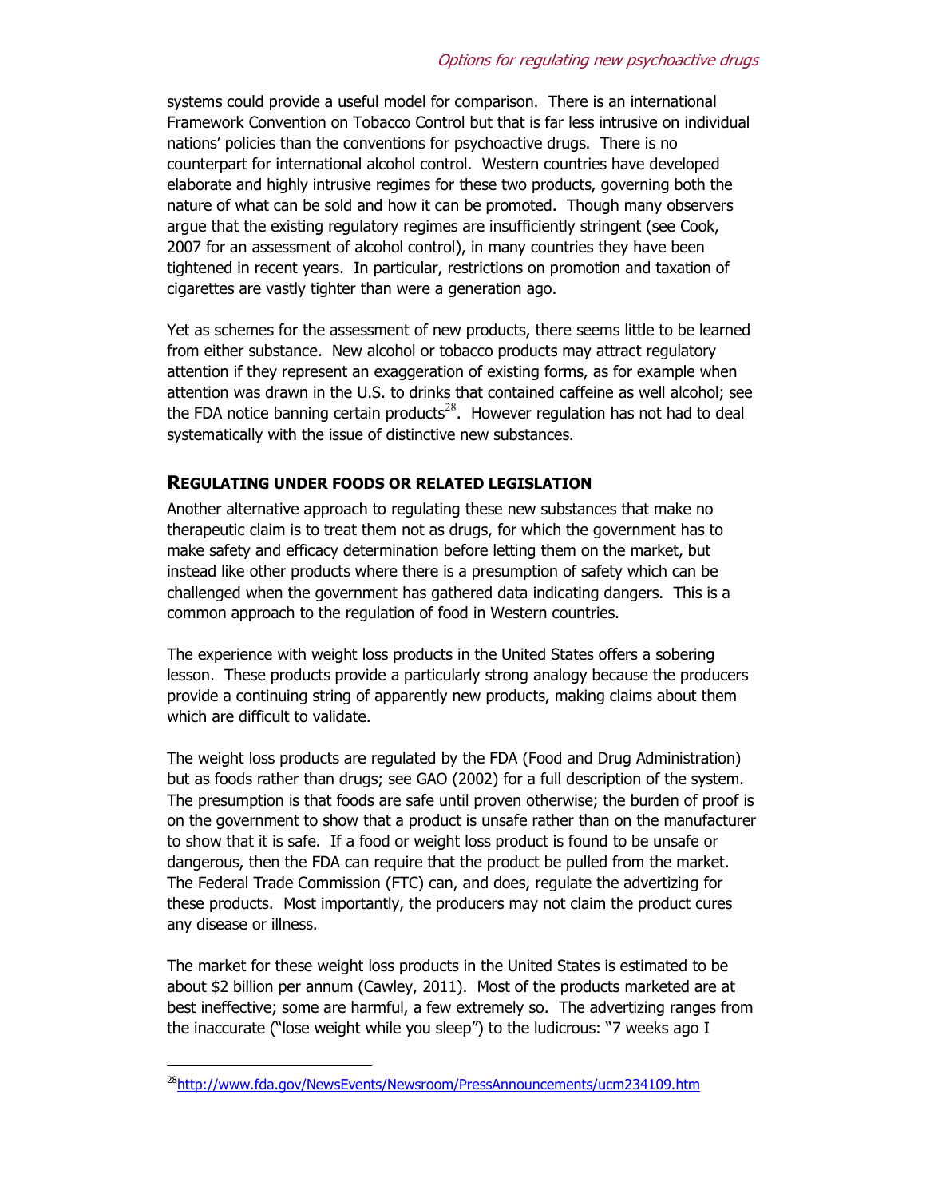systems could provide a useful model for comparison. There is an international Framework Convention on Tobacco Control but that is far less intrusive on individual nations' policies than the conventions for psychoactive drugs. There is no counterpart for international alcohol control. Western countries have developed elaborate and highly intrusive regimes for these two products, governing both the nature of what can be sold and how it can be promoted. Though many observers argue that the existing regulatory regimes are insufficiently stringent (see Cook, 2007 for an assessment of alcohol control), in many countries they have been tightened in recent years. In particular, restrictions on promotion and taxation of cigarettes are vastly tighter than were a generation ago.

Yet as schemes for the assessment of new products, there seems little to be learned from either substance. New alcohol or tobacco products may attract regulatory attention if they represent an exaggeration of existing forms, as for example when attention was drawn in the U.S. to drinks that contained caffeine as well alcohol; see the FDA notice banning certain products[28]. However regulation has not had to deal systematically with the issue of distinctive new substances.

## REGULATING UNDER FOODS OR RELATED LEGISLATION

Another alternative approach to regulating these new substances that make no therapeutic claim is to treat them not as drugs, for which the government has to make safety and efficacy determination before letting them on the market, but instead like other products where there is a presumption of safety which can be challenged when the government has gathered data indicating dangers. This is a common approach to the regulation of food in Western countries.

The experience with weight loss products in the United States offers a sobering lesson. These products provide a particularly strong analogy because the producers provide a continuing string of apparently new products, making claims about them which are difficult to validate.

The weight loss products are regulated by the FDA (Food and Drug Administration) but as foods rather than drugs; see GAO (2002) for a full description of the system. The presumption is that foods are safe until proven otherwise; the burden of proof is on the government to show that a product is unsafe rather than on the manufacturer to show that it is safe. If a food or weight loss product is found to be unsafe or dangerous, then the FDA can require that the product be pulled from the market. The Federal Trade Commission (FTC) can, and does, regulate the advertizing for these products. Most importantly, the producers may not claim the product cures any disease or illness.

The market for these weight loss products in the United States is estimated to be about $2 billion per annum (Cawley, 2011). Most of the products marketed are at best ineffective; some are harmful, a few extremely so. The advertizing ranges from the inaccurate ("lose weight while you sleep") to the ludicrous: "7 weeks ago I

[28] http://www.fda.gov/NewsEvents/Newsroom/PressAnnouncements/ucm234109.htm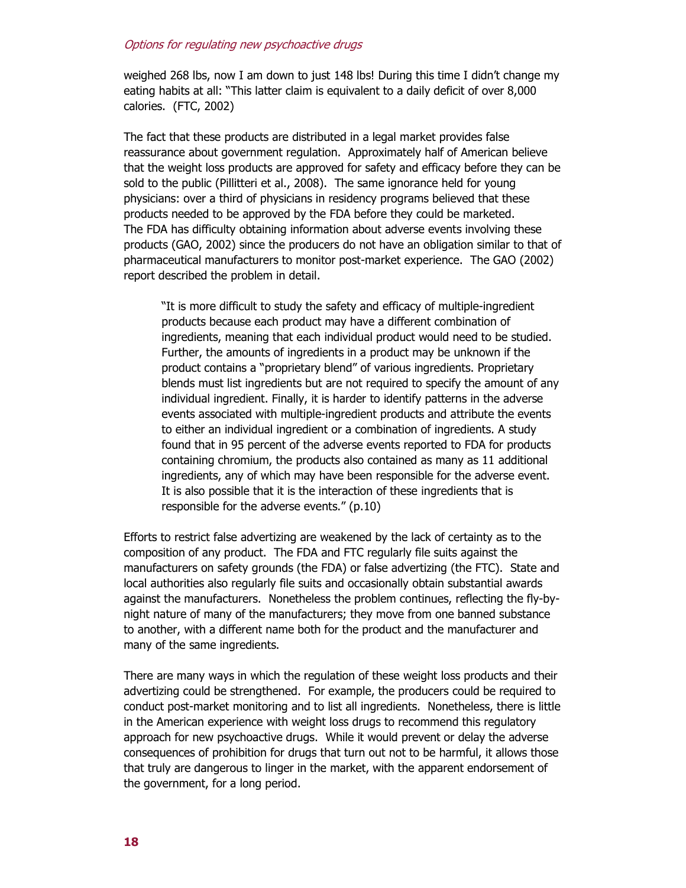weighed 268 lbs, now I am down to just 148 lbs! During this time I didn't change my eating habits at all: "This latter claim is equivalent to a daily deficit of over 8,000 calories. (FTC, 2002)

The fact that these products are distributed in a legal market provides false reassurance about government regulation. Approximately half of American believe that the weight loss products are approved for safety and efficacy before they can be sold to the public (Pillitteri et al., 2008). The same ignorance held for young physicians: over a third of physicians in residency programs believed that these products needed to be approved by the FDA before they could be marketed. The FDA has difficulty obtaining information about adverse events involving these products (GAO, 2002) since the producers do not have an obligation similar to that of pharmaceutical manufacturers to monitor post-market experience. The GAO (2002) report described the problem in detail.

> "It is more difficult to study the safety and efficacy of multiple-ingredient products because each product may have a different combination of ingredients, meaning that each individual product would need to be studied. Further, the amounts of ingredients in a product may be unknown if the product contains a "proprietary blend" of various ingredients. Proprietary blends must list ingredients but are not required to specify the amount of any individual ingredient. Finally, it is harder to identify patterns in the adverse events associated with multiple-ingredient products and attribute the events to either an individual ingredient or a combination of ingredients. A study found that in 95 percent of the adverse events reported to FDA for products containing chromium, the products also contained as many as 11 additional ingredients, any of which may have been responsible for the adverse event. It is also possible that it is the interaction of these ingredients that is responsible for the adverse events." (p.10)

Efforts to restrict false advertizing are weakened by the lack of certainty as to the composition of any product. The FDA and FTC regularly file suits against the manufacturers on safety grounds (the FDA) or false advertizing (the FTC). State and local authorities also regularly file suits and occasionally obtain substantial awards against the manufacturers. Nonetheless the problem continues, reflecting the fly-by-night nature of many of the manufacturers; they move from one banned substance to another, with a different name both for the product and the manufacturer and many of the same ingredients.

There are many ways in which the regulation of these weight loss products and their advertizing could be strengthened. For example, the producers could be required to conduct post-market monitoring and to list all ingredients. Nonetheless, there is little in the American experience with weight loss drugs to recommend this regulatory approach for new psychoactive drugs. While it would prevent or delay the adverse consequences of prohibition for drugs that turn out not to be harmful, it allows those that truly are dangerous to linger in the market, with the apparent endorsement of the government, for a long period.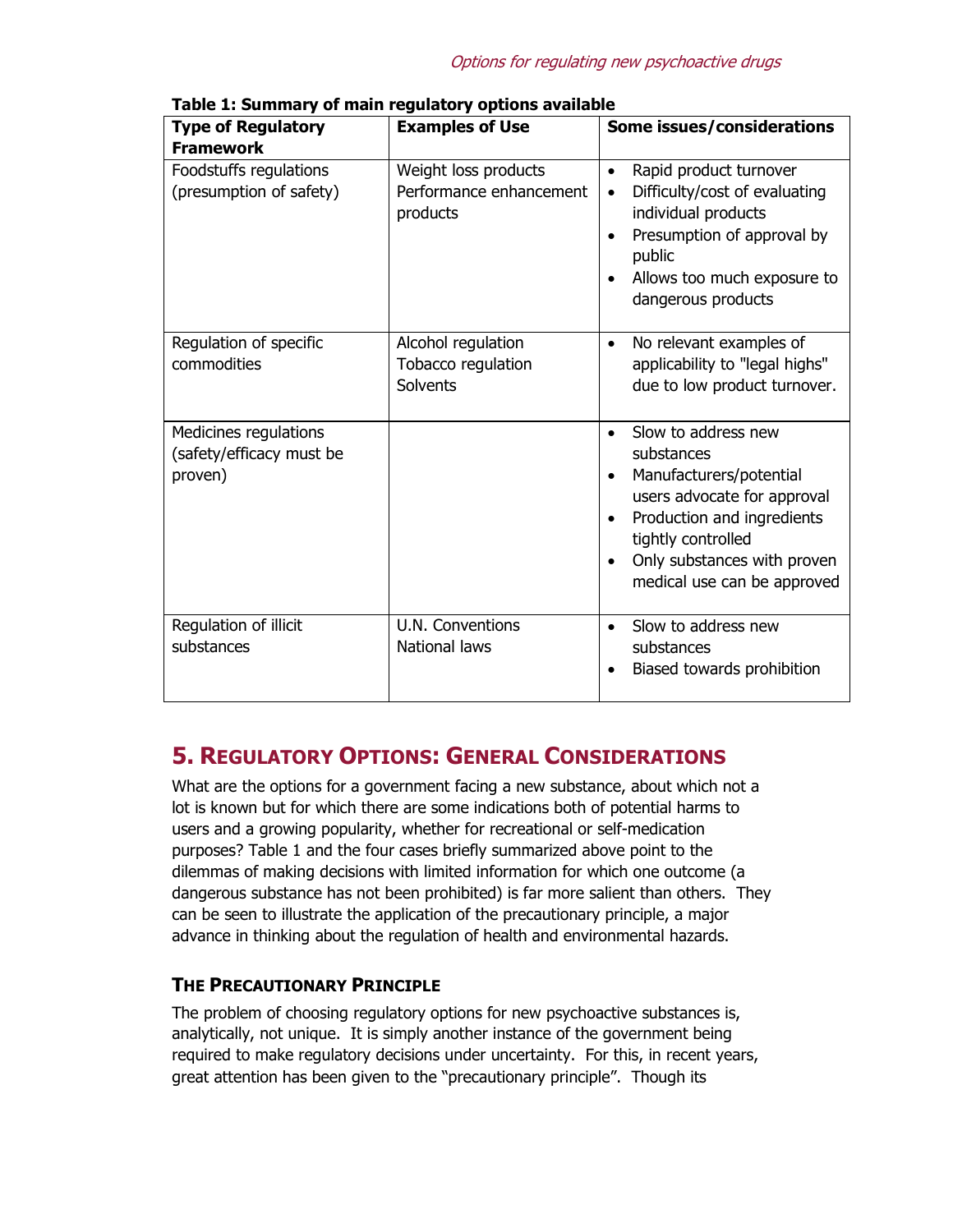**Table 1: Summary of main regulatory options available**

| Type of Regulatory Framework | Examples of Use | Some issues/considerations |
|---|---|---|
| Foodstuffs regulations (presumption of safety) | Weight loss products<br>Performance enhancement products | • Rapid product turnover<br>• Difficulty/cost of evaluating individual products<br>• Presumption of approval by public<br>• Allows too much exposure to dangerous products |
| Regulation of specific commodities | Alcohol regulation<br>Tobacco regulation<br>Solvents | • No relevant examples of applicability to "legal highs" due to low product turnover. |
| Medicines regulations (safety/efficacy must be proven) | | • Slow to address new substances<br>• Manufacturers/potential users advocate for approval<br>• Production and ingredients tightly controlled<br>• Only substances with proven medical use can be approved |
| Regulation of illicit substances | U.N. Conventions<br>National laws | • Slow to address new substances<br>• Biased towards prohibition |

## 5. Regulatory Options: General Considerations

What are the options for a government facing a new substance, about which not a lot is known but for which there are some indications both of potential harms to users and a growing popularity, whether for recreational or self-medication purposes? Table 1 and the four cases briefly summarized above point to the dilemmas of making decisions with limited information for which one outcome (a dangerous substance has not been prohibited) is far more salient than others. They can be seen to illustrate the application of the precautionary principle, a major advance in thinking about the regulation of health and environmental hazards.

### The Precautionary Principle

The problem of choosing regulatory options for new psychoactive substances is, analytically, not unique. It is simply another instance of the government being required to make regulatory decisions under uncertainty. For this, in recent years, great attention has been given to the "precautionary principle". Though its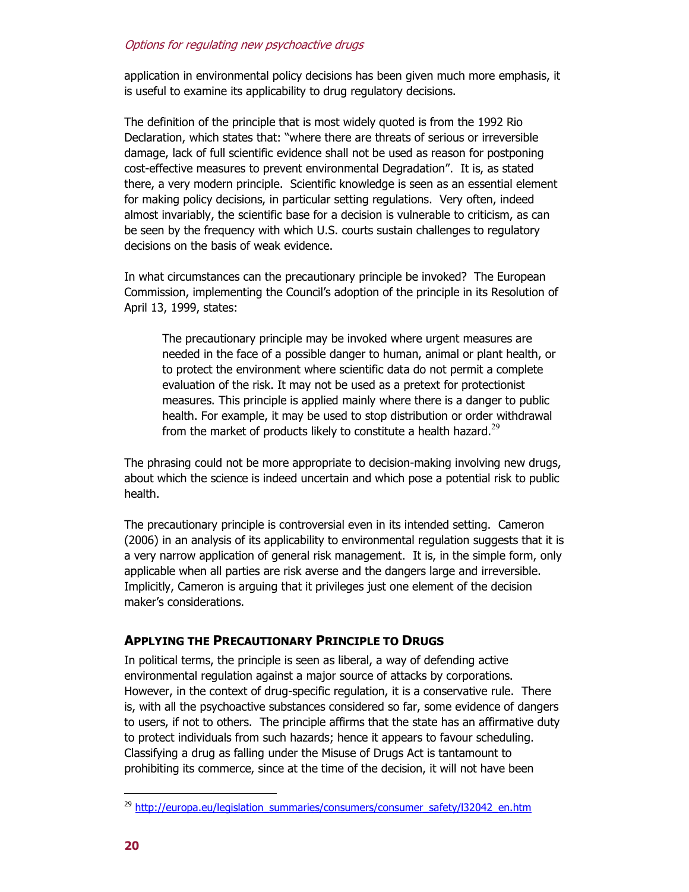application in environmental policy decisions has been given much more emphasis, it is useful to examine its applicability to drug regulatory decisions.

The definition of the principle that is most widely quoted is from the 1992 Rio Declaration, which states that: "where there are threats of serious or irreversible damage, lack of full scientific evidence shall not be used as reason for postponing cost-effective measures to prevent environmental Degradation". It is, as stated there, a very modern principle. Scientific knowledge is seen as an essential element for making policy decisions, in particular setting regulations. Very often, indeed almost invariably, the scientific base for a decision is vulnerable to criticism, as can be seen by the frequency with which U.S. courts sustain challenges to regulatory decisions on the basis of weak evidence.

In what circumstances can the precautionary principle be invoked? The European Commission, implementing the Council's adoption of the principle in its Resolution of April 13, 1999, states:

> The precautionary principle may be invoked where urgent measures are needed in the face of a possible danger to human, animal or plant health, or to protect the environment where scientific data do not permit a complete evaluation of the risk. It may not be used as a pretext for protectionist measures. This principle is applied mainly where there is a danger to public health. For example, it may be used to stop distribution or order withdrawal from the market of products likely to constitute a health hazard.[29]

The phrasing could not be more appropriate to decision-making involving new drugs, about which the science is indeed uncertain and which pose a potential risk to public health.

The precautionary principle is controversial even in its intended setting. Cameron (2006) in an analysis of its applicability to environmental regulation suggests that it is a very narrow application of general risk management. It is, in the simple form, only applicable when all parties are risk averse and the dangers large and irreversible. Implicitly, Cameron is arguing that it privileges just one element of the decision maker's considerations.

## Applying the Precautionary Principle to Drugs

In political terms, the principle is seen as liberal, a way of defending active environmental regulation against a major source of attacks by corporations. However, in the context of drug-specific regulation, it is a conservative rule. There is, with all the psychoactive substances considered so far, some evidence of dangers to users, if not to others. The principle affirms that the state has an affirmative duty to protect individuals from such hazards; hence it appears to favour scheduling. Classifying a drug as falling under the Misuse of Drugs Act is tantamount to prohibiting its commerce, since at the time of the decision, it will not have been

---

[29] http://europa.eu/legislation_summaries/consumers/consumer_safety/l32042_en.htm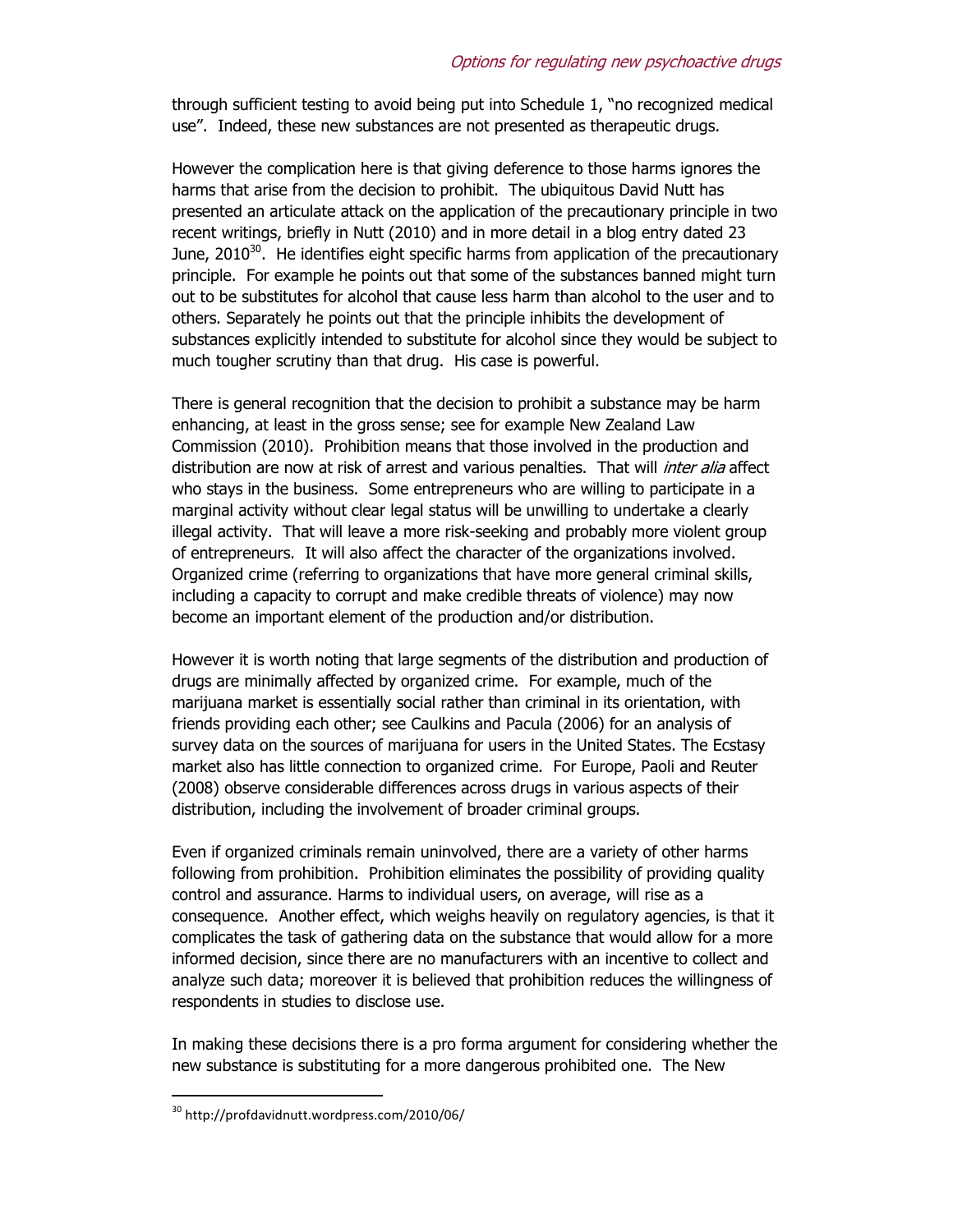through sufficient testing to avoid being put into Schedule 1, "no recognized medical use". Indeed, these new substances are not presented as therapeutic drugs.

However the complication here is that giving deference to those harms ignores the harms that arise from the decision to prohibit. The ubiquitous David Nutt has presented an articulate attack on the application of the precautionary principle in two recent writings, briefly in Nutt (2010) and in more detail in a blog entry dated 23 June, 2010[30]. He identifies eight specific harms from application of the precautionary principle. For example he points out that some of the substances banned might turn out to be substitutes for alcohol that cause less harm than alcohol to the user and to others. Separately he points out that the principle inhibits the development of substances explicitly intended to substitute for alcohol since they would be subject to much tougher scrutiny than that drug. His case is powerful.

There is general recognition that the decision to prohibit a substance may be harm enhancing, at least in the gross sense; see for example New Zealand Law Commission (2010). Prohibition means that those involved in the production and distribution are now at risk of arrest and various penalties. That will *inter alia* affect who stays in the business. Some entrepreneurs who are willing to participate in a marginal activity without clear legal status will be unwilling to undertake a clearly illegal activity. That will leave a more risk-seeking and probably more violent group of entrepreneurs. It will also affect the character of the organizations involved. Organized crime (referring to organizations that have more general criminal skills, including a capacity to corrupt and make credible threats of violence) may now become an important element of the production and/or distribution.

However it is worth noting that large segments of the distribution and production of drugs are minimally affected by organized crime. For example, much of the marijuana market is essentially social rather than criminal in its orientation, with friends providing each other; see Caulkins and Pacula (2006) for an analysis of survey data on the sources of marijuana for users in the United States. The Ecstasy market also has little connection to organized crime. For Europe, Paoli and Reuter (2008) observe considerable differences across drugs in various aspects of their distribution, including the involvement of broader criminal groups.

Even if organized criminals remain uninvolved, there are a variety of other harms following from prohibition. Prohibition eliminates the possibility of providing quality control and assurance. Harms to individual users, on average, will rise as a consequence. Another effect, which weighs heavily on regulatory agencies, is that it complicates the task of gathering data on the substance that would allow for a more informed decision, since there are no manufacturers with an incentive to collect and analyze such data; moreover it is believed that prohibition reduces the willingness of respondents in studies to disclose use.

In making these decisions there is a pro forma argument for considering whether the new substance is substituting for a more dangerous prohibited one. The New

[30] http://profdavidnutt.wordpress.com/2010/06/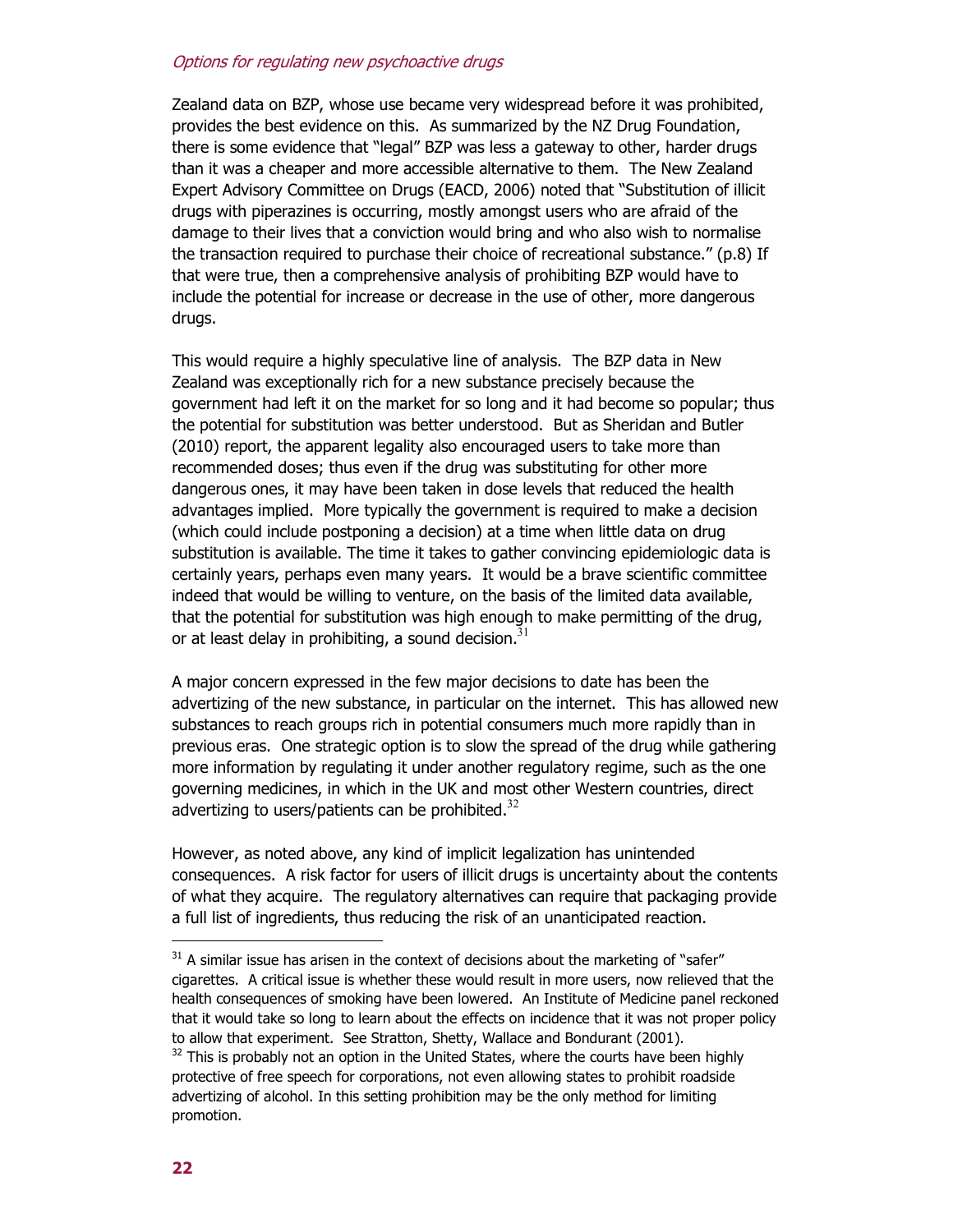Zealand data on BZP, whose use became very widespread before it was prohibited, provides the best evidence on this. As summarized by the NZ Drug Foundation, there is some evidence that "legal" BZP was less a gateway to other, harder drugs than it was a cheaper and more accessible alternative to them. The New Zealand Expert Advisory Committee on Drugs (EACD, 2006) noted that "Substitution of illicit drugs with piperazines is occurring, mostly amongst users who are afraid of the damage to their lives that a conviction would bring and who also wish to normalise the transaction required to purchase their choice of recreational substance." (p.8) If that were true, then a comprehensive analysis of prohibiting BZP would have to include the potential for increase or decrease in the use of other, more dangerous drugs.

This would require a highly speculative line of analysis. The BZP data in New Zealand was exceptionally rich for a new substance precisely because the government had left it on the market for so long and it had become so popular; thus the potential for substitution was better understood. But as Sheridan and Butler (2010) report, the apparent legality also encouraged users to take more than recommended doses; thus even if the drug was substituting for other more dangerous ones, it may have been taken in dose levels that reduced the health advantages implied. More typically the government is required to make a decision (which could include postponing a decision) at a time when little data on drug substitution is available. The time it takes to gather convincing epidemiologic data is certainly years, perhaps even many years. It would be a brave scientific committee indeed that would be willing to venture, on the basis of the limited data available, that the potential for substitution was high enough to make permitting of the drug, or at least delay in prohibiting, a sound decision.[31]

A major concern expressed in the few major decisions to date has been the advertizing of the new substance, in particular on the internet. This has allowed new substances to reach groups rich in potential consumers much more rapidly than in previous eras. One strategic option is to slow the spread of the drug while gathering more information by regulating it under another regulatory regime, such as the one governing medicines, in which in the UK and most other Western countries, direct advertizing to users/patients can be prohibited.[32]

However, as noted above, any kind of implicit legalization has unintended consequences. A risk factor for users of illicit drugs is uncertainty about the contents of what they acquire. The regulatory alternatives can require that packaging provide a full list of ingredients, thus reducing the risk of an unanticipated reaction.

---

[31] A similar issue has arisen in the context of decisions about the marketing of "safer" cigarettes. A critical issue is whether these would result in more users, now relieved that the health consequences of smoking have been lowered. An Institute of Medicine panel reckoned that it would take so long to learn about the effects on incidence that it was not proper policy to allow that experiment. See Stratton, Shetty, Wallace and Bondurant (2001).

[32] This is probably not an option in the United States, where the courts have been highly protective of free speech for corporations, not even allowing states to prohibit roadside advertizing of alcohol. In this setting prohibition may be the only method for limiting promotion.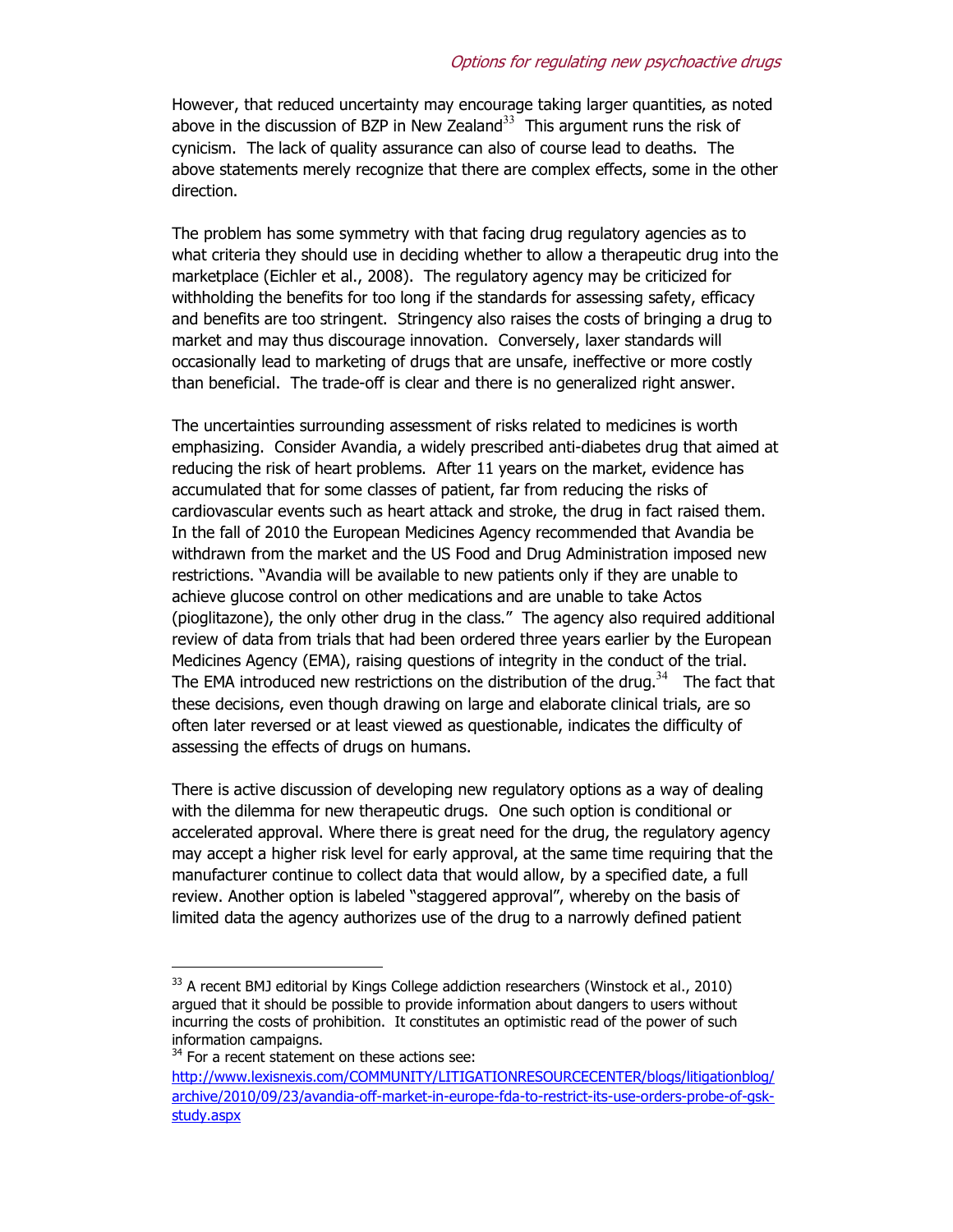However, that reduced uncertainty may encourage taking larger quantities, as noted above in the discussion of BZP in New Zealand[33] This argument runs the risk of cynicism. The lack of quality assurance can also of course lead to deaths. The above statements merely recognize that there are complex effects, some in the other direction.

The problem has some symmetry with that facing drug regulatory agencies as to what criteria they should use in deciding whether to allow a therapeutic drug into the marketplace (Eichler et al., 2008). The regulatory agency may be criticized for withholding the benefits for too long if the standards for assessing safety, efficacy and benefits are too stringent. Stringency also raises the costs of bringing a drug to market and may thus discourage innovation. Conversely, laxer standards will occasionally lead to marketing of drugs that are unsafe, ineffective or more costly than beneficial. The trade-off is clear and there is no generalized right answer.

The uncertainties surrounding assessment of risks related to medicines is worth emphasizing. Consider Avandia, a widely prescribed anti-diabetes drug that aimed at reducing the risk of heart problems. After 11 years on the market, evidence has accumulated that for some classes of patient, far from reducing the risks of cardiovascular events such as heart attack and stroke, the drug in fact raised them. In the fall of 2010 the European Medicines Agency recommended that Avandia be withdrawn from the market and the US Food and Drug Administration imposed new restrictions. "Avandia will be available to new patients only if they are unable to achieve glucose control on other medications and are unable to take Actos (pioglitazone), the only other drug in the class." The agency also required additional review of data from trials that had been ordered three years earlier by the European Medicines Agency (EMA), raising questions of integrity in the conduct of the trial. The EMA introduced new restrictions on the distribution of the drug.[34] The fact that these decisions, even though drawing on large and elaborate clinical trials, are so often later reversed or at least viewed as questionable, indicates the difficulty of assessing the effects of drugs on humans.

There is active discussion of developing new regulatory options as a way of dealing with the dilemma for new therapeutic drugs. One such option is conditional or accelerated approval. Where there is great need for the drug, the regulatory agency may accept a higher risk level for early approval, at the same time requiring that the manufacturer continue to collect data that would allow, by a specified date, a full review. Another option is labeled "staggered approval", whereby on the basis of limited data the agency authorizes use of the drug to a narrowly defined patient

---

[33] A recent BMJ editorial by Kings College addiction researchers (Winstock et al., 2010) argued that it should be possible to provide information about dangers to users without incurring the costs of prohibition. It constitutes an optimistic read of the power of such information campaigns.

[34] For a recent statement on these actions see: http://www.lexisnexis.com/COMMUNITY/LITIGATIONRESOURCECENTER/blogs/litigationblog/archive/2010/09/23/avandia-off-market-in-europe-fda-to-restrict-its-use-orders-probe-of-gsk-study.aspx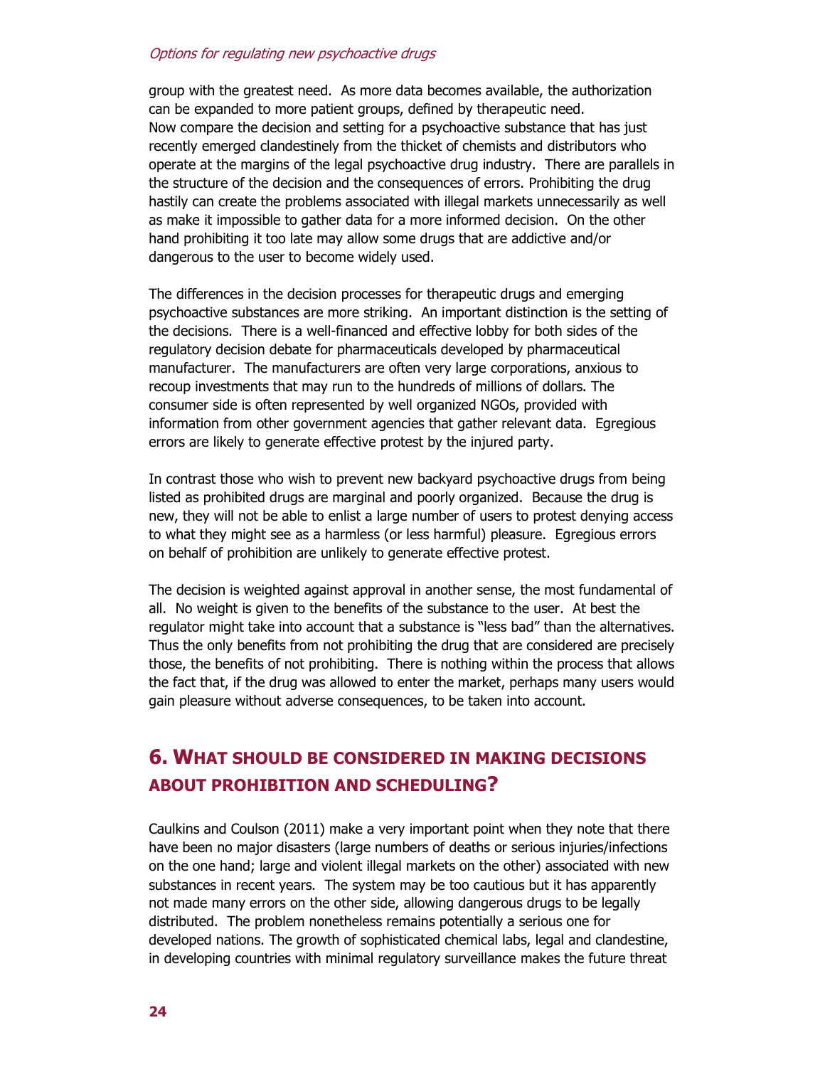group with the greatest need. As more data becomes available, the authorization can be expanded to more patient groups, defined by therapeutic need.
Now compare the decision and setting for a psychoactive substance that has just recently emerged clandestinely from the thicket of chemists and distributors who operate at the margins of the legal psychoactive drug industry. There are parallels in the structure of the decision and the consequences of errors. Prohibiting the drug hastily can create the problems associated with illegal markets unnecessarily as well as make it impossible to gather data for a more informed decision. On the other hand prohibiting it too late may allow some drugs that are addictive and/or dangerous to the user to become widely used.

The differences in the decision processes for therapeutic drugs and emerging psychoactive substances are more striking. An important distinction is the setting of the decisions. There is a well-financed and effective lobby for both sides of the regulatory decision debate for pharmaceuticals developed by pharmaceutical manufacturer. The manufacturers are often very large corporations, anxious to recoup investments that may run to the hundreds of millions of dollars. The consumer side is often represented by well organized NGOs, provided with information from other government agencies that gather relevant data. Egregious errors are likely to generate effective protest by the injured party.

In contrast those who wish to prevent new backyard psychoactive drugs from being listed as prohibited drugs are marginal and poorly organized. Because the drug is new, they will not be able to enlist a large number of users to protest denying access to what they might see as a harmless (or less harmful) pleasure. Egregious errors on behalf of prohibition are unlikely to generate effective protest.

The decision is weighted against approval in another sense, the most fundamental of all. No weight is given to the benefits of the substance to the user. At best the regulator might take into account that a substance is "less bad" than the alternatives. Thus the only benefits from not prohibiting the drug that are considered are precisely those, the benefits of not prohibiting. There is nothing within the process that allows the fact that, if the drug was allowed to enter the market, perhaps many users would gain pleasure without adverse consequences, to be taken into account.

## 6. What should be considered in making decisions about prohibition and scheduling?

Caulkins and Coulson (2011) make a very important point when they note that there have been no major disasters (large numbers of deaths or serious injuries/infections on the one hand; large and violent illegal markets on the other) associated with new substances in recent years. The system may be too cautious but it has apparently not made many errors on the other side, allowing dangerous drugs to be legally distributed. The problem nonetheless remains potentially a serious one for developed nations. The growth of sophisticated chemical labs, legal and clandestine, in developing countries with minimal regulatory surveillance makes the future threat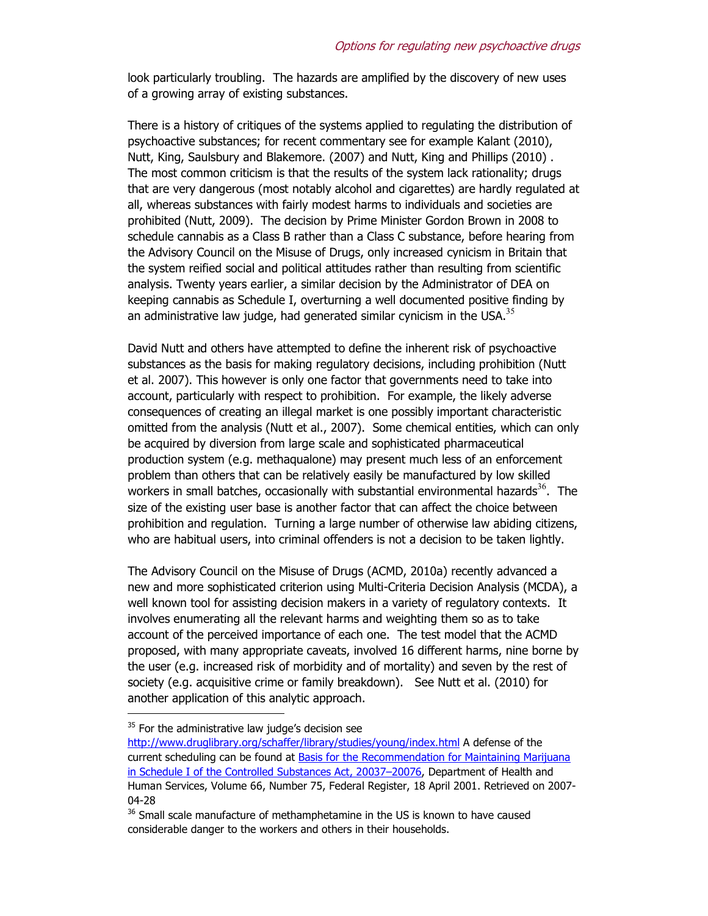look particularly troubling. The hazards are amplified by the discovery of new uses of a growing array of existing substances.

There is a history of critiques of the systems applied to regulating the distribution of psychoactive substances; for recent commentary see for example Kalant (2010), Nutt, King, Saulsbury and Blakemore. (2007) and Nutt, King and Phillips (2010) . The most common criticism is that the results of the system lack rationality; drugs that are very dangerous (most notably alcohol and cigarettes) are hardly regulated at all, whereas substances with fairly modest harms to individuals and societies are prohibited (Nutt, 2009). The decision by Prime Minister Gordon Brown in 2008 to schedule cannabis as a Class B rather than a Class C substance, before hearing from the Advisory Council on the Misuse of Drugs, only increased cynicism in Britain that the system reified social and political attitudes rather than resulting from scientific analysis. Twenty years earlier, a similar decision by the Administrator of DEA on keeping cannabis as Schedule I, overturning a well documented positive finding by an administrative law judge, had generated similar cynicism in the USA.[35]

David Nutt and others have attempted to define the inherent risk of psychoactive substances as the basis for making regulatory decisions, including prohibition (Nutt et al. 2007). This however is only one factor that governments need to take into account, particularly with respect to prohibition. For example, the likely adverse consequences of creating an illegal market is one possibly important characteristic omitted from the analysis (Nutt et al., 2007). Some chemical entities, which can only be acquired by diversion from large scale and sophisticated pharmaceutical production system (e.g. methaqualone) may present much less of an enforcement problem than others that can be relatively easily be manufactured by low skilled workers in small batches, occasionally with substantial environmental hazards[36]. The size of the existing user base is another factor that can affect the choice between prohibition and regulation. Turning a large number of otherwise law abiding citizens, who are habitual users, into criminal offenders is not a decision to be taken lightly.

The Advisory Council on the Misuse of Drugs (ACMD, 2010a) recently advanced a new and more sophisticated criterion using Multi-Criteria Decision Analysis (MCDA), a well known tool for assisting decision makers in a variety of regulatory contexts. It involves enumerating all the relevant harms and weighting them so as to take account of the perceived importance of each one. The test model that the ACMD proposed, with many appropriate caveats, involved 16 different harms, nine borne by the user (e.g. increased risk of morbidity and of mortality) and seven by the rest of society (e.g. acquisitive crime or family breakdown). See Nutt et al. (2010) for another application of this analytic approach.

---

[35] For the administrative law judge's decision see http://www.druglibrary.org/schaffer/library/studies/young/index.html A defense of the current scheduling can be found at Basis for the Recommendation for Maintaining Marijuana in Schedule I of the Controlled Substances Act, 20037–20076, Department of Health and Human Services, Volume 66, Number 75, Federal Register, 18 April 2001. Retrieved on 2007-04-28

[36] Small scale manufacture of methamphetamine in the US is known to have caused considerable danger to the workers and others in their households.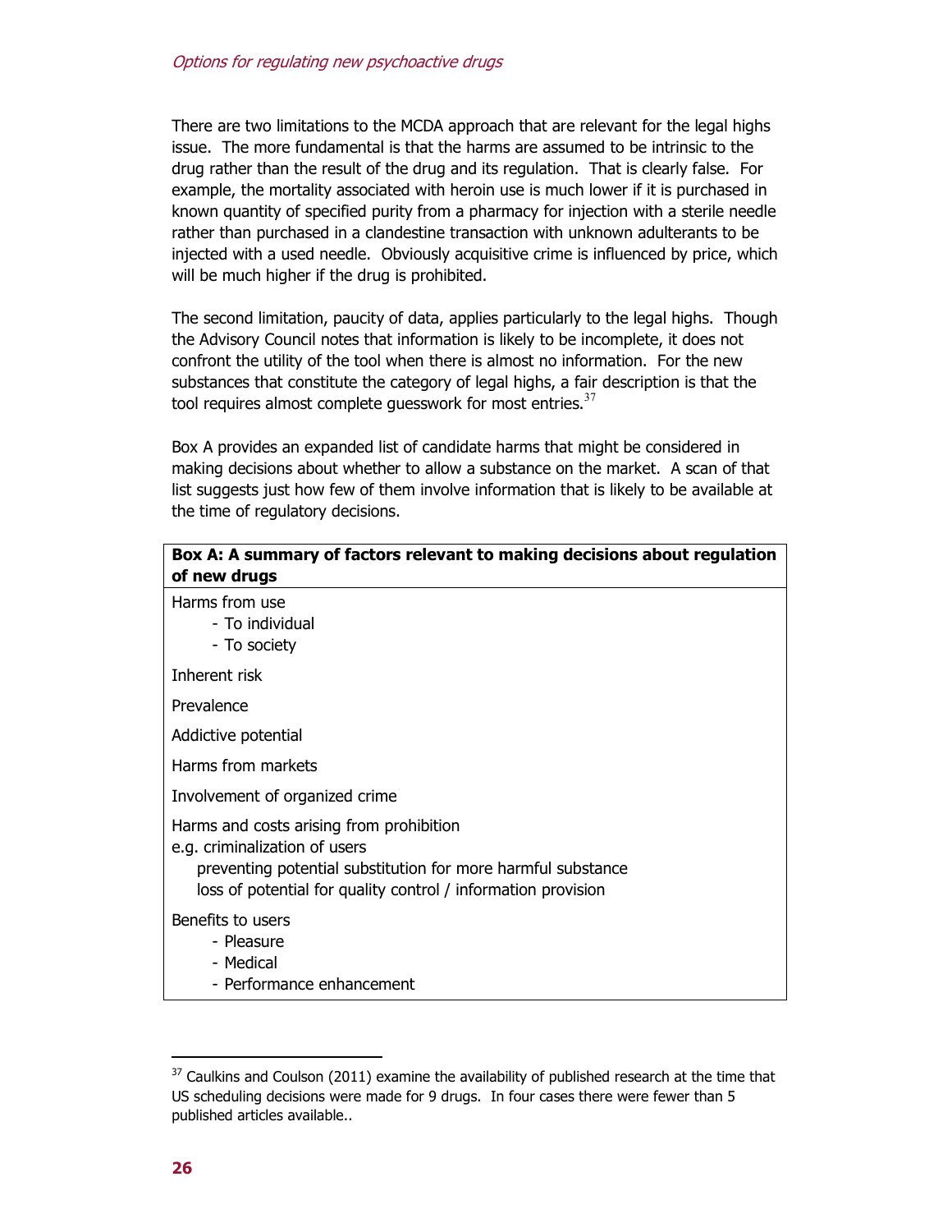There are two limitations to the MCDA approach that are relevant for the legal highs issue. The more fundamental is that the harms are assumed to be intrinsic to the drug rather than the result of the drug and its regulation. That is clearly false. For example, the mortality associated with heroin use is much lower if it is purchased in known quantity of specified purity from a pharmacy for injection with a sterile needle rather than purchased in a clandestine transaction with unknown adulterants to be injected with a used needle. Obviously acquisitive crime is influenced by price, which will be much higher if the drug is prohibited.

The second limitation, paucity of data, applies particularly to the legal highs. Though the Advisory Council notes that information is likely to be incomplete, it does not confront the utility of the tool when there is almost no information. For the new substances that constitute the category of legal highs, a fair description is that the tool requires almost complete guesswork for most entries.[37]

Box A provides an expanded list of candidate harms that might be considered in making decisions about whether to allow a substance on the market. A scan of that list suggests just how few of them involve information that is likely to be available at the time of regulatory decisions.

| **Box A: A summary of factors relevant to making decisions about regulation of new drugs** |
|---|
| Harms from use<br>- To individual<br>- To society |
| Inherent risk |
| Prevalence |
| Addictive potential |
| Harms from markets |
| Involvement of organized crime |
| Harms and costs arising from prohibition<br>e.g. criminalization of users<br>preventing potential substitution for more harmful substance<br>loss of potential for quality control / information provision |
| Benefits to users<br>- Pleasure<br>- Medical<br>- Performance enhancement |

[37] Caulkins and Coulson (2011) examine the availability of published research at the time that US scheduling decisions were made for 9 drugs. In four cases there were fewer than 5 published articles available..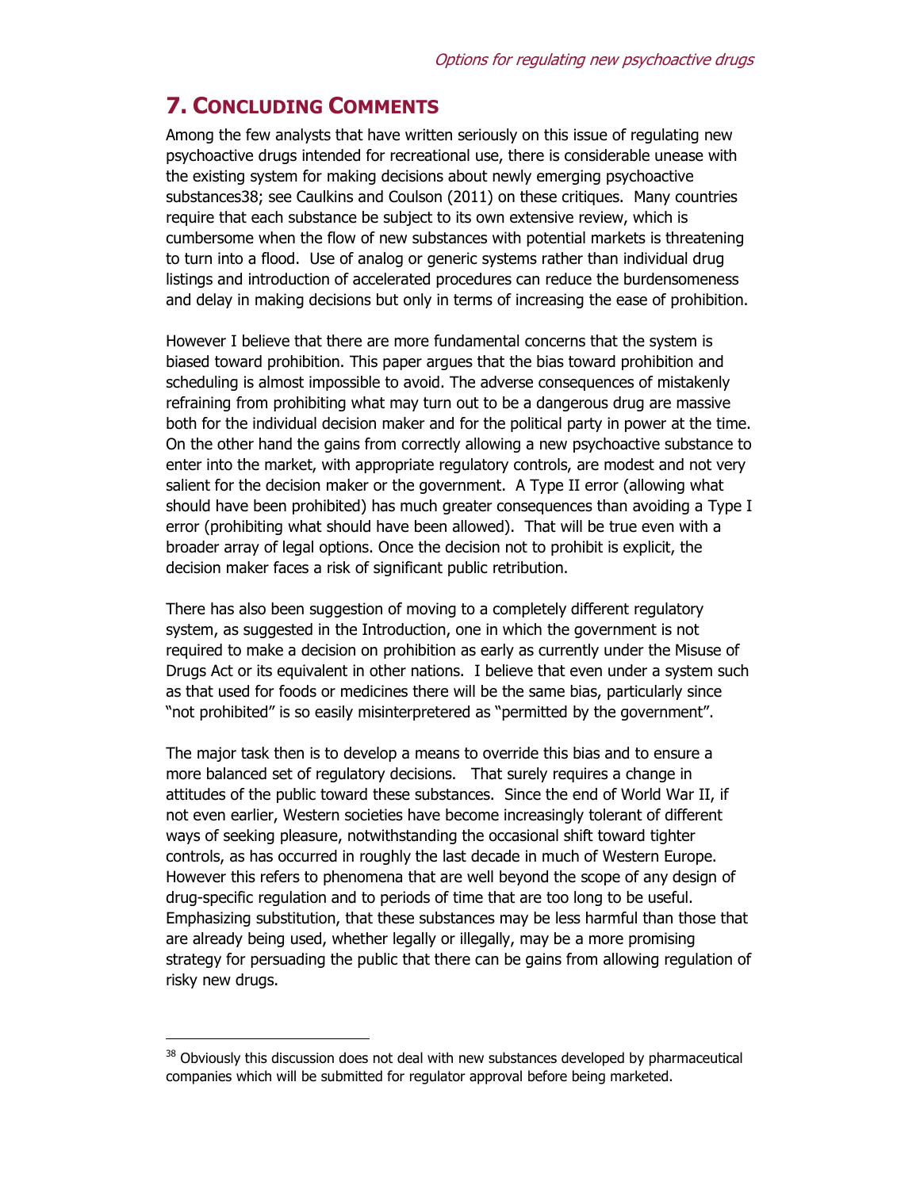## 7. CONCLUDING COMMENTS

Among the few analysts that have written seriously on this issue of regulating new psychoactive drugs intended for recreational use, there is considerable unease with the existing system for making decisions about newly emerging psychoactive substances[38]; see Caulkins and Coulson (2011) on these critiques. Many countries require that each substance be subject to its own extensive review, which is cumbersome when the flow of new substances with potential markets is threatening to turn into a flood. Use of analog or generic systems rather than individual drug listings and introduction of accelerated procedures can reduce the burdensomeness and delay in making decisions but only in terms of increasing the ease of prohibition.

However I believe that there are more fundamental concerns that the system is biased toward prohibition. This paper argues that the bias toward prohibition and scheduling is almost impossible to avoid. The adverse consequences of mistakenly refraining from prohibiting what may turn out to be a dangerous drug are massive both for the individual decision maker and for the political party in power at the time. On the other hand the gains from correctly allowing a new psychoactive substance to enter into the market, with appropriate regulatory controls, are modest and not very salient for the decision maker or the government. A Type II error (allowing what should have been prohibited) has much greater consequences than avoiding a Type I error (prohibiting what should have been allowed). That will be true even with a broader array of legal options. Once the decision not to prohibit is explicit, the decision maker faces a risk of significant public retribution.

There has also been suggestion of moving to a completely different regulatory system, as suggested in the Introduction, one in which the government is not required to make a decision on prohibition as early as currently under the Misuse of Drugs Act or its equivalent in other nations. I believe that even under a system such as that used for foods or medicines there will be the same bias, particularly since "not prohibited" is so easily misinterpretered as "permitted by the government".

The major task then is to develop a means to override this bias and to ensure a more balanced set of regulatory decisions. That surely requires a change in attitudes of the public toward these substances. Since the end of World War II, if not even earlier, Western societies have become increasingly tolerant of different ways of seeking pleasure, notwithstanding the occasional shift toward tighter controls, as has occurred in roughly the last decade in much of Western Europe. However this refers to phenomena that are well beyond the scope of any design of drug-specific regulation and to periods of time that are too long to be useful. Emphasizing substitution, that these substances may be less harmful than those that are already being used, whether legally or illegally, may be a more promising strategy for persuading the public that there can be gains from allowing regulation of risky new drugs.

[38] Obviously this discussion does not deal with new substances developed by pharmaceutical companies which will be submitted for regulator approval before being marketed.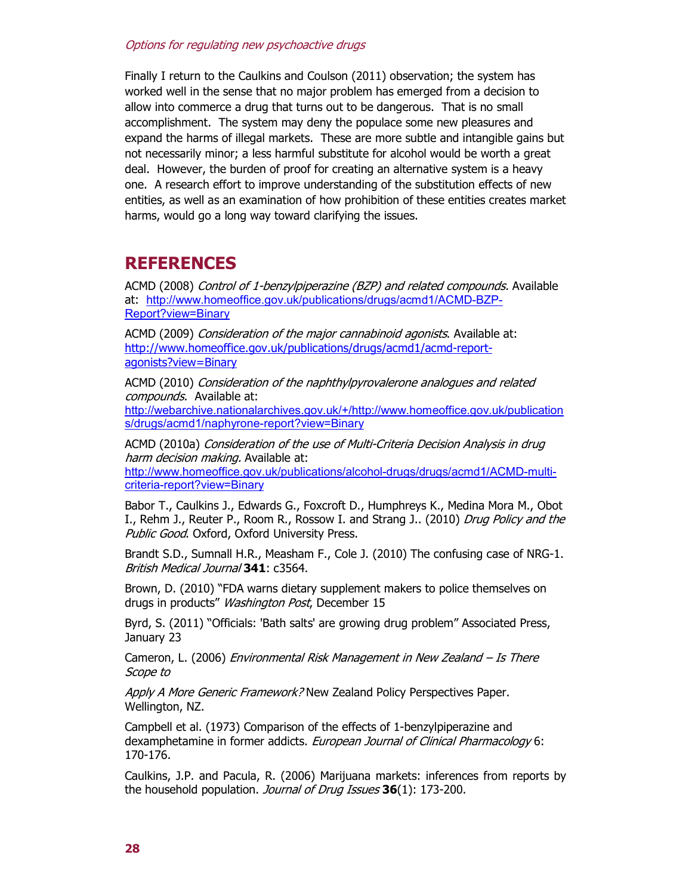Finally I return to the Caulkins and Coulson (2011) observation; the system has worked well in the sense that no major problem has emerged from a decision to allow into commerce a drug that turns out to be dangerous. That is no small accomplishment. The system may deny the populace some new pleasures and expand the harms of illegal markets. These are more subtle and intangible gains but not necessarily minor; a less harmful substitute for alcohol would be worth a great deal. However, the burden of proof for creating an alternative system is a heavy one. A research effort to improve understanding of the substitution effects of new entities, as well as an examination of how prohibition of these entities creates market harms, would go a long way toward clarifying the issues.

## REFERENCES

ACMD (2008) *Control of 1-benzylpiperazine (BZP) and related compounds.* Available at: http://www.homeoffice.gov.uk/publications/drugs/acmd1/ACMD-BZP-Report?view=Binary

ACMD (2009) *Consideration of the major cannabinoid agonists*. Available at: http://www.homeoffice.gov.uk/publications/drugs/acmd1/acmd-report-agonists?view=Binary

ACMD (2010) *Consideration of the naphthylpyrovalerone analogues and related compounds.* Available at: http://webarchive.nationalarchives.gov.uk/+/http://www.homeoffice.gov.uk/publications/drugs/acmd1/naphyrone-report?view=Binary

ACMD (2010a) *Consideration of the use of Multi-Criteria Decision Analysis in drug harm decision making.* Available at: http://www.homeoffice.gov.uk/publications/alcohol-drugs/drugs/acmd1/ACMD-multi-criteria-report?view=Binary

Babor T., Caulkins J., Edwards G., Foxcroft D., Humphreys K., Medina Mora M., Obot I., Rehm J., Reuter P., Room R., Rossow I. and Strang J.. (2010) *Drug Policy and the Public Good*. Oxford, Oxford University Press.

Brandt S.D., Sumnall H.R., Measham F., Cole J. (2010) The confusing case of NRG-1. *British Medical Journal* **341**: c3564.

Brown, D. (2010) "FDA warns dietary supplement makers to police themselves on drugs in products" *Washington Post*, December 15

Byrd, S. (2011) "Officials: 'Bath salts' are growing drug problem" Associated Press, January 23

Cameron, L. (2006) *Environmental Risk Management in New Zealand – Is There Scope to*

*Apply A More Generic Framework?* New Zealand Policy Perspectives Paper. Wellington, NZ.

Campbell et al. (1973) Comparison of the effects of 1-benzylpiperazine and dexamphetamine in former addicts. *European Journal of Clinical Pharmacology* 6: 170-176.

Caulkins, J.P. and Pacula, R. (2006) Marijuana markets: inferences from reports by the household population. *Journal of Drug Issues* **36**(1): 173-200.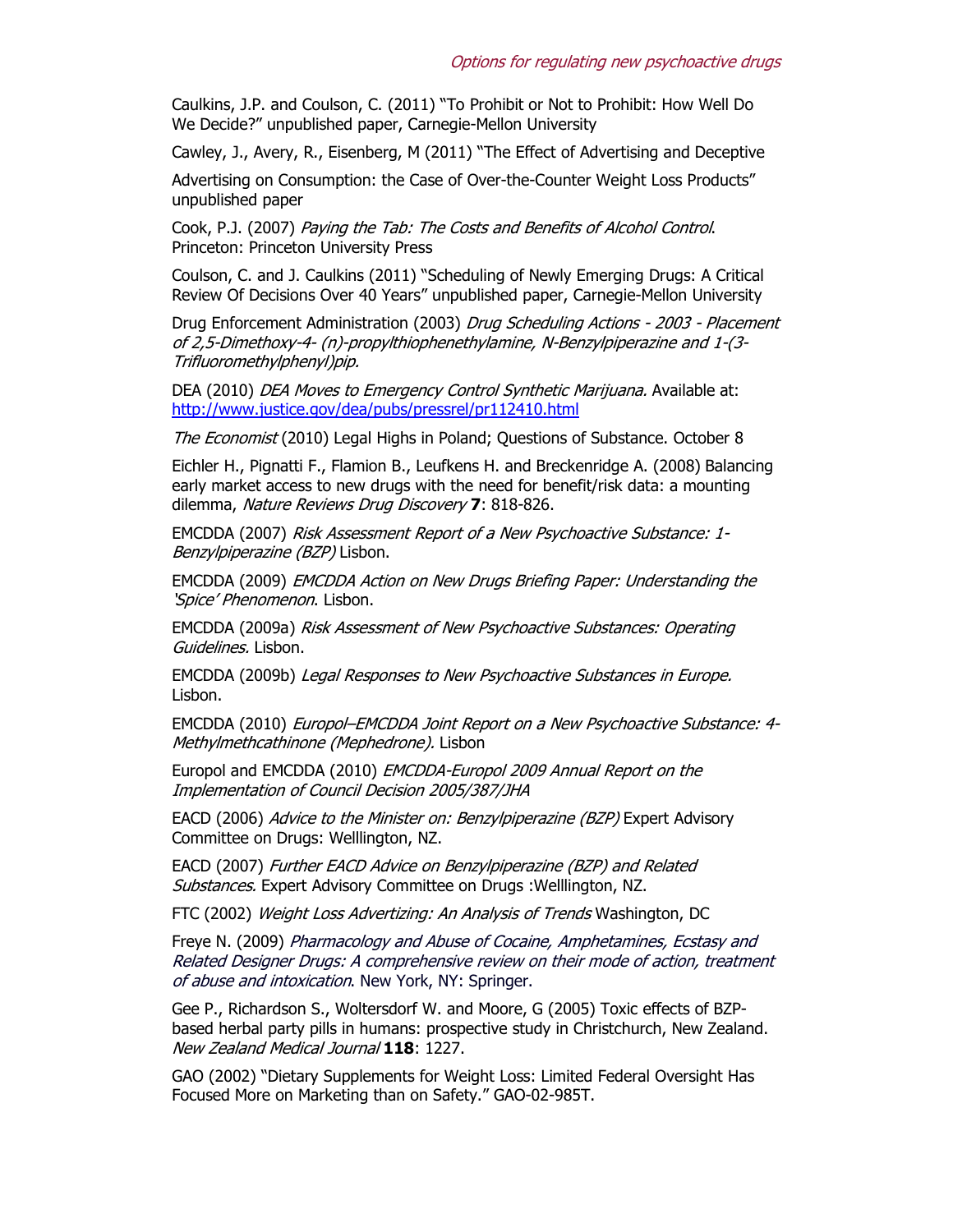Caulkins, J.P. and Coulson, C. (2011) "To Prohibit or Not to Prohibit: How Well Do We Decide?" unpublished paper, Carnegie-Mellon University

Cawley, J., Avery, R., Eisenberg, M (2011) "The Effect of Advertising and Deceptive

Advertising on Consumption: the Case of Over-the-Counter Weight Loss Products" unpublished paper

Cook, P.J. (2007) *Paying the Tab: The Costs and Benefits of Alcohol Control*. Princeton: Princeton University Press

Coulson, C. and J. Caulkins (2011) "Scheduling of Newly Emerging Drugs: A Critical Review Of Decisions Over 40 Years" unpublished paper, Carnegie-Mellon University

Drug Enforcement Administration (2003) *Drug Scheduling Actions - 2003 - Placement of 2,5-Dimethoxy-4- (n)-propylthiophenethylamine, N-Benzylpiperazine and 1-(3-Trifluoromethylphenyl)pip.*

DEA (2010) *DEA Moves to Emergency Control Synthetic Marijuana.* Available at: http://www.justice.gov/dea/pubs/pressrel/pr112410.html

*The Economist* (2010) Legal Highs in Poland; Questions of Substance. October 8

Eichler H., Pignatti F., Flamion B., Leufkens H. and Breckenridge A. (2008) Balancing early market access to new drugs with the need for benefit/risk data: a mounting dilemma, *Nature Reviews Drug Discovery* **7**: 818-826.

EMCDDA (2007) *Risk Assessment Report of a New Psychoactive Substance: 1-Benzylpiperazine (BZP)* Lisbon.

EMCDDA (2009) *EMCDDA Action on New Drugs Briefing Paper: Understanding the 'Spice' Phenomenon*. Lisbon.

EMCDDA (2009a) *Risk Assessment of New Psychoactive Substances: Operating Guidelines.* Lisbon.

EMCDDA (2009b) *Legal Responses to New Psychoactive Substances in Europe.* Lisbon.

EMCDDA (2010) *Europol–EMCDDA Joint Report on a New Psychoactive Substance: 4-Methylmethcathinone (Mephedrone).* Lisbon

Europol and EMCDDA (2010) *EMCDDA-Europol 2009 Annual Report on the Implementation of Council Decision 2005/387/JHA*

EACD (2006) *Advice to the Minister on: Benzylpiperazine (BZP)* Expert Advisory Committee on Drugs: Wellllington, NZ.

EACD (2007) *Further EACD Advice on Benzylpiperazine (BZP) and Related Substances.* Expert Advisory Committee on Drugs :Wellllington, NZ.

FTC (2002) *Weight Loss Advertizing: An Analysis of Trends* Washington, DC

Freye N. (2009) *Pharmacology and Abuse of Cocaine, Amphetamines, Ecstasy and Related Designer Drugs: A comprehensive review on their mode of action, treatment of abuse and intoxication*. New York, NY: Springer.

Gee P., Richardson S., Woltersdorf W. and Moore, G (2005) Toxic effects of BZP-based herbal party pills in humans: prospective study in Christchurch, New Zealand. *New Zealand Medical Journal* **118**: 1227.

GAO (2002) "Dietary Supplements for Weight Loss: Limited Federal Oversight Has Focused More on Marketing than on Safety." GAO-02-985T.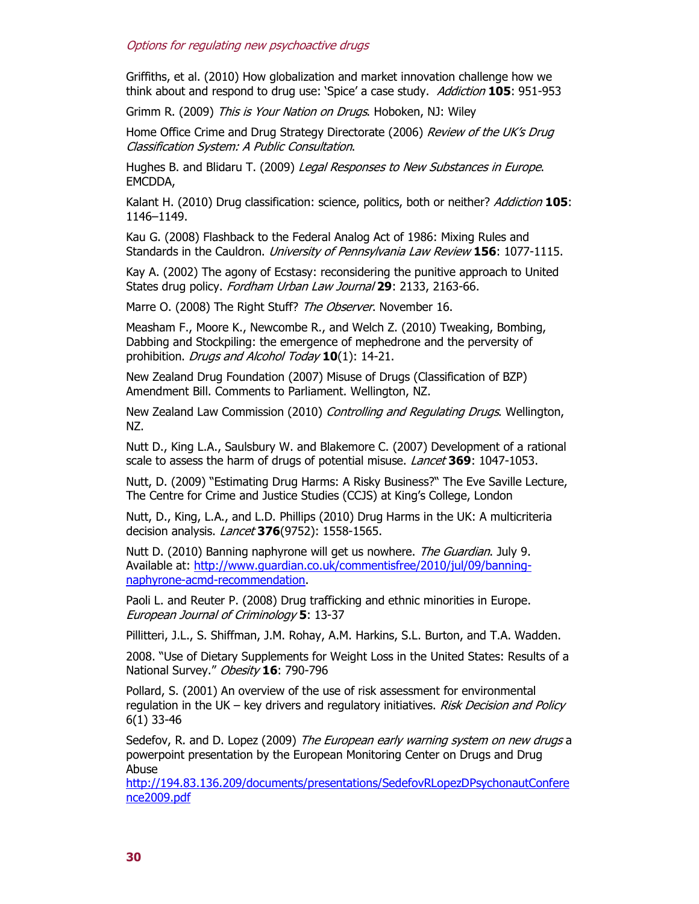Griffiths, et al. (2010) How globalization and market innovation challenge how we think about and respond to drug use: 'Spice' a case study. *Addiction* **105**: 951-953

Grimm R. (2009) *This is Your Nation on Drugs*. Hoboken, NJ: Wiley

Home Office Crime and Drug Strategy Directorate (2006) *Review of the UK's Drug Classification System: A Public Consultation*.

Hughes B. and Blidaru T. (2009) *Legal Responses to New Substances in Europe*. EMCDDA,

Kalant H. (2010) Drug classification: science, politics, both or neither? *Addiction* **105**: 1146–1149.

Kau G. (2008) Flashback to the Federal Analog Act of 1986: Mixing Rules and Standards in the Cauldron. *University of Pennsylvania Law Review* **156**: 1077-1115.

Kay A. (2002) The agony of Ecstasy: reconsidering the punitive approach to United States drug policy. *Fordham Urban Law Journal* **29**: 2133, 2163-66.

Marre O. (2008) The Right Stuff? *The Observer*. November 16.

Measham F., Moore K., Newcombe R., and Welch Z. (2010) Tweaking, Bombing, Dabbing and Stockpiling: the emergence of mephedrone and the perversity of prohibition. *Drugs and Alcohol Today* **10**(1): 14-21.

New Zealand Drug Foundation (2007) Misuse of Drugs (Classification of BZP) Amendment Bill. Comments to Parliament. Wellington, NZ.

New Zealand Law Commission (2010) *Controlling and Regulating Drugs*. Wellington, NZ.

Nutt D., King L.A., Saulsbury W. and Blakemore C. (2007) Development of a rational scale to assess the harm of drugs of potential misuse. *Lancet* **369**: 1047-1053.

Nutt, D. (2009) "Estimating Drug Harms: A Risky Business?" The Eve Saville Lecture, The Centre for Crime and Justice Studies (CCJS) at King's College, London

Nutt, D., King, L.A., and L.D. Phillips (2010) Drug Harms in the UK: A multicriteria decision analysis. *Lancet* **376**(9752): 1558-1565.

Nutt D. (2010) Banning naphyrone will get us nowhere. *The Guardian*. July 9. Available at: [http://www.guardian.co.uk/commentisfree/2010/jul/09/banning-naphyrone-acmd-recommendation](http://www.guardian.co.uk/commentisfree/2010/jul/09/banning-naphyrone-acmd-recommendation).

Paoli L. and Reuter P. (2008) Drug trafficking and ethnic minorities in Europe. *European Journal of Criminology* **5**: 13-37

Pillitteri, J.L., S. Shiffman, J.M. Rohay, A.M. Harkins, S.L. Burton, and T.A. Wadden.

2008. "Use of Dietary Supplements for Weight Loss in the United States: Results of a National Survey." *Obesity* **16**: 790-796

Pollard, S. (2001) An overview of the use of risk assessment for environmental regulation in the UK – key drivers and regulatory initiatives. *Risk Decision and Policy* 6(1) 33-46

Sedefov, R. and D. Lopez (2009) *The European early warning system on new drugs* a powerpoint presentation by the European Monitoring Center on Drugs and Drug Abuse [http://194.83.136.209/documents/presentations/SedefovRLopezDPsychonautConference2009.pdf](http://194.83.136.209/documents/presentations/SedefovRLopezDPsychonautConference2009.pdf)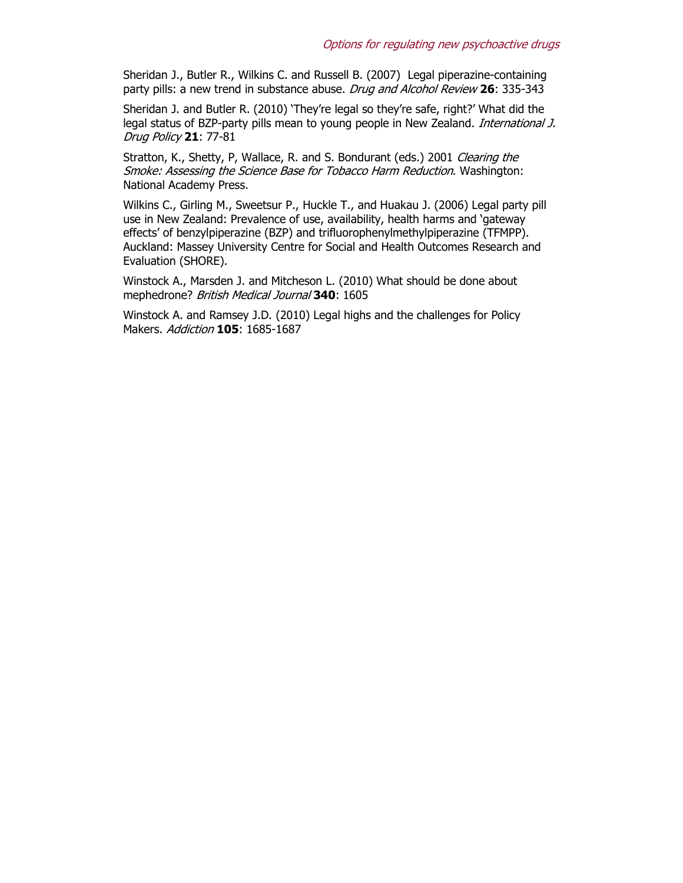Sheridan J., Butler R., Wilkins C. and Russell B. (2007) Legal piperazine-containing party pills: a new trend in substance abuse. *Drug and Alcohol Review* **26**: 335-343

Sheridan J. and Butler R. (2010) 'They're legal so they're safe, right?' What did the legal status of BZP-party pills mean to young people in New Zealand. *International J. Drug Policy* **21**: 77-81

Stratton, K., Shetty, P, Wallace, R. and S. Bondurant (eds.) 2001 *Clearing the Smoke: Assessing the Science Base for Tobacco Harm Reduction*. Washington: National Academy Press.

Wilkins C., Girling M., Sweetsur P., Huckle T., and Huakau J. (2006) Legal party pill use in New Zealand: Prevalence of use, availability, health harms and 'gateway effects' of benzylpiperazine (BZP) and trifluorophenylmethylpiperazine (TFMPP). Auckland: Massey University Centre for Social and Health Outcomes Research and Evaluation (SHORE).

Winstock A., Marsden J. and Mitcheson L. (2010) What should be done about mephedrone? *British Medical Journal* **340**: 1605

Winstock A. and Ramsey J.D. (2010) Legal highs and the challenges for Policy Makers. *Addiction* **105**: 1685-1687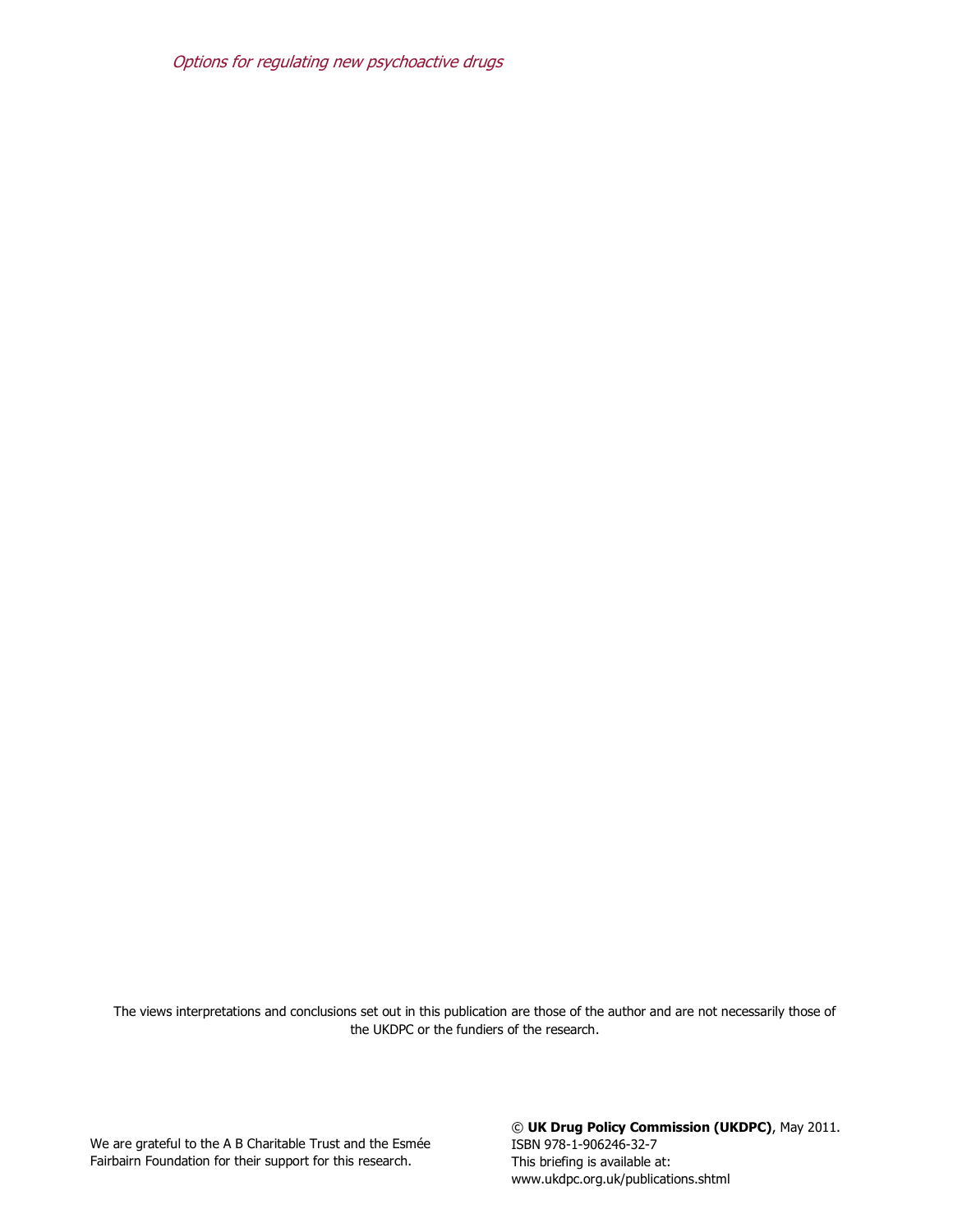The views interpretations and conclusions set out in this publication are those of the author and are not necessarily those of the UKDPC or the fundiers of the research.

We are grateful to the A B Charitable Trust and the Esmée Fairbairn Foundation for their support for this research.

© **UK Drug Policy Commission (UKDPC)**, May 2011.
ISBN 978-1-906246-32-7
This briefing is available at:
www.ukdpc.org.uk/publications.shtml